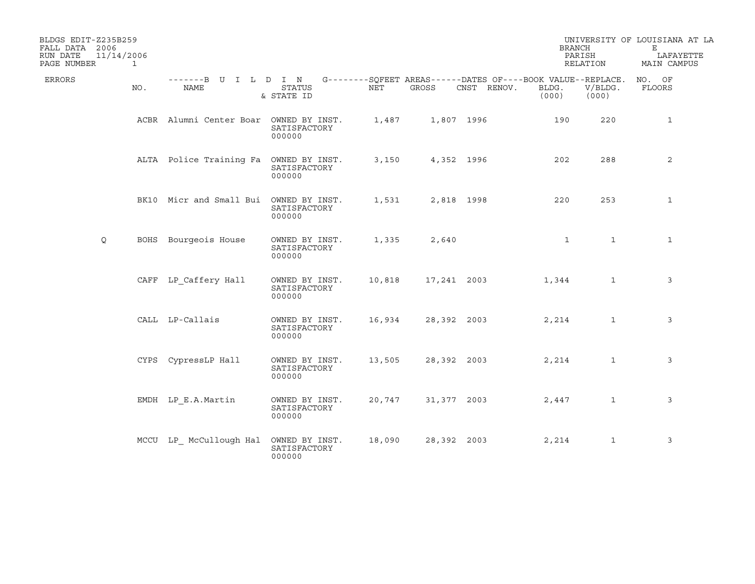BLDGS EDIT-Z235B259
FALL DATA 2006
RUN DATE 11/14/2006

UNIVERSITY OF LOUISIANA AT LA
BRANCH E
PARISH LAFAYETTE
RELATION MAIN CAMPUS

| ERRORS | NO. | NAME | STATUS & STATE ID | NET | GROSS | CNST | RENOV. | BLDG. (000) | V/BLDG. (000) | NO. OF FLOORS |
|---|---|---|---|---|---|---|---|---|---|---|
| | ACBR | Alumni Center Boar | OWNED BY INST. SATISFACTORY 000000 | 1,487 | 1,807 | 1996 | | 190 | 220 | 1 |
| | ALTA | Police Training Fa | OWNED BY INST. SATISFACTORY 000000 | 3,150 | 4,352 | 1996 | | 202 | 288 | 2 |
| | BK10 | Micr and Small Bui | OWNED BY INST. SATISFACTORY 000000 | 1,531 | 2,818 | 1998 | | 220 | 253 | 1 |
| Q | BOHS | Bourgeois House | OWNED BY INST. SATISFACTORY 000000 | 1,335 | 2,640 | | | 1 | 1 | 1 |
| | CAFF | LP_Caffery Hall | OWNED BY INST. SATISFACTORY 000000 | 10,818 | 17,241 | 2003 | | 1,344 | 1 | 3 |
| | CALL | LP-Callais | OWNED BY INST. SATISFACTORY 000000 | 16,934 | 28,392 | 2003 | | 2,214 | 1 | 3 |
| | CYPS | CypressLP Hall | OWNED BY INST. SATISFACTORY 000000 | 13,505 | 28,392 | 2003 | | 2,214 | 1 | 3 |
| | EMDH | LP_E.A.Martin | OWNED BY INST. SATISFACTORY 000000 | 20,747 | 31,377 | 2003 | | 2,447 | 1 | 3 |
| | MCCU | LP_ McCullough Hal | OWNED BY INST. SATISFACTORY 000000 | 18,090 | 28,392 | 2003 | | 2,214 | 1 | 3 |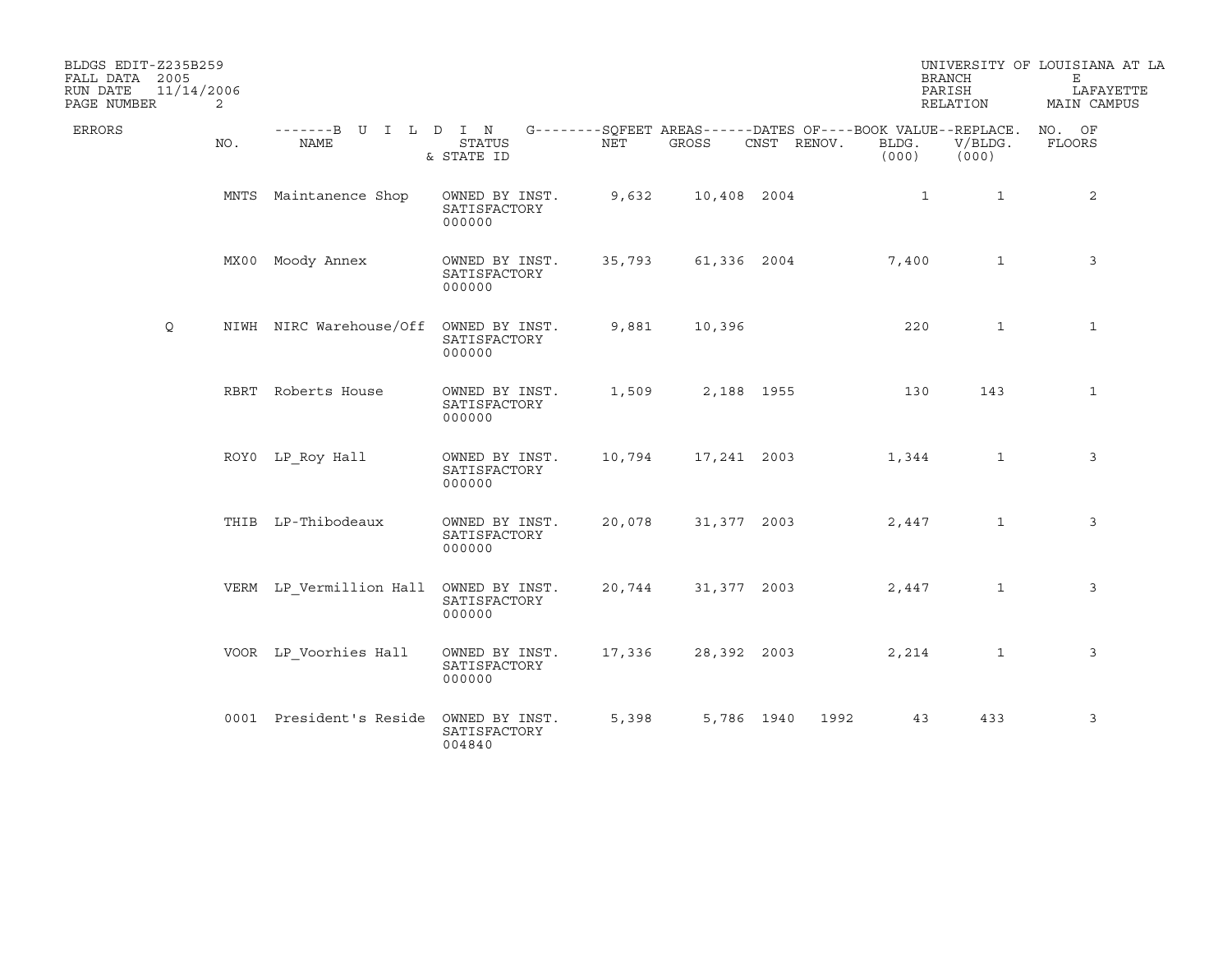BLDGS EDIT-Z235B259 UNIVERSITY OF LOUISIANA AT LA
FALL DATA 2005 BRANCH E
RUN DATE 11/14/2006 PARISH LAFAYETTE
RELATION MAIN CAMPUS

| ERRORS | NO. | NAME | STATUS & STATE ID | NET | GROSS | CNST | RENOV. | BLDG. (000) | V/BLDG. (000) | NO. OF FLOORS |
|---|---|---|---|---|---|---|---|---|---|---|
| | MNTS | Maintanence Shop | OWNED BY INST. SATISFACTORY 000000 | 9,632 | 10,408 | 2004 | | 1 | 1 | 2 |
| | MX00 | Moody Annex | OWNED BY INST. SATISFACTORY 000000 | 35,793 | 61,336 | 2004 | | 7,400 | 1 | 3 |
| Q | NIWH | NIRC Warehouse/Off | OWNED BY INST. SATISFACTORY 000000 | 9,881 | 10,396 | | | 220 | 1 | 1 |
| | RBRT | Roberts House | OWNED BY INST. SATISFACTORY 000000 | 1,509 | 2,188 | 1955 | | 130 | 143 | 1 |
| | ROY0 | LP_Roy Hall | OWNED BY INST. SATISFACTORY 000000 | 10,794 | 17,241 | 2003 | | 1,344 | 1 | 3 |
| | THIB | LP-Thibodeaux | OWNED BY INST. SATISFACTORY 000000 | 20,078 | 31,377 | 2003 | | 2,447 | 1 | 3 |
| | VERM | LP_Vermillion Hall | OWNED BY INST. SATISFACTORY 000000 | 20,744 | 31,377 | 2003 | | 2,447 | 1 | 3 |
| | VOOR | LP_Voorhies Hall | OWNED BY INST. SATISFACTORY 000000 | 17,336 | 28,392 | 2003 | | 2,214 | 1 | 3 |
| | 0001 | President's Reside | OWNED BY INST. SATISFACTORY 004840 | 5,398 | 5,786 | 1940 | 1992 | 43 | 433 | 3 |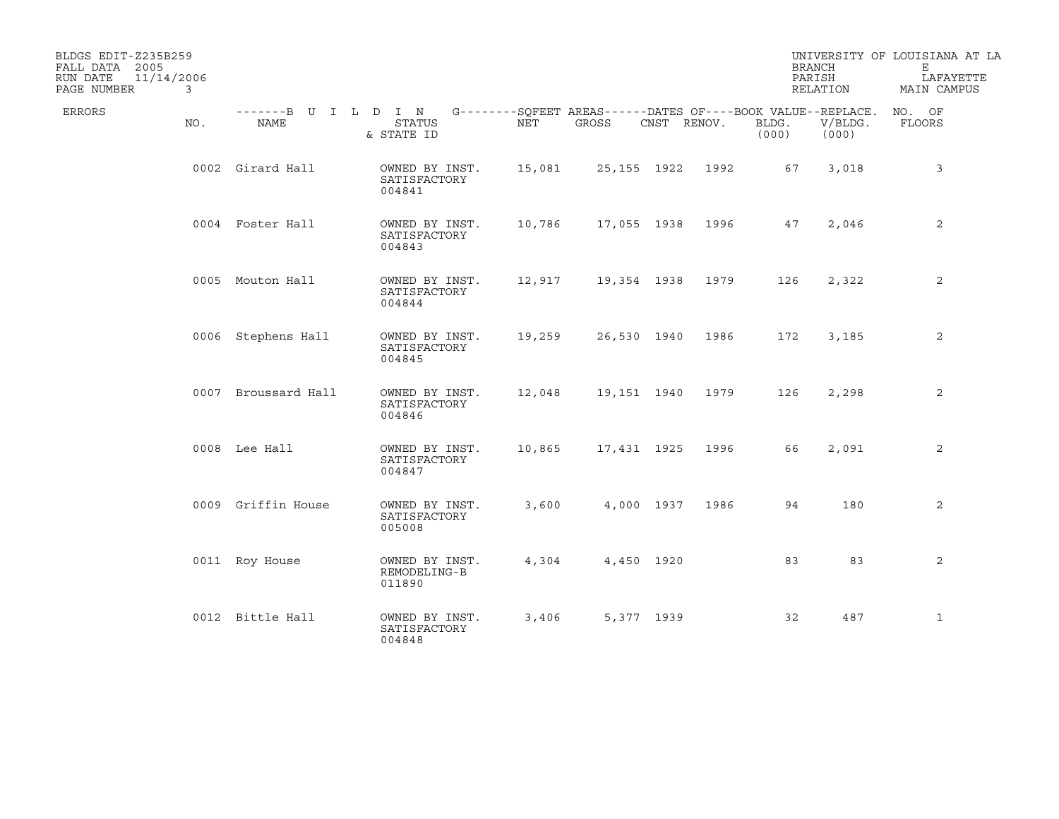BLDGS EDIT-Z235B259
FALL DATA 2005
RUN DATE 11/14/2006

UNIVERSITY OF LOUISIANA AT LA
BRANCH E
PARISH LAFAYETTE
RELATION MAIN CAMPUS

| ERRORS | NO. | NAME | STATUS & STATE ID | NET | GROSS | CNST | RENOV. | BLDG. (000) | REPLACE. V/BLDG. (000) | NO. OF FLOORS |
|---|---|---|---|---|---|---|---|---|---|---|
| | 0002 | Girard Hall | OWNED BY INST. SATISFACTORY 004841 | 15,081 | 25,155 | 1922 | 1992 | 67 | 3,018 | 3 |
| | 0004 | Foster Hall | OWNED BY INST. SATISFACTORY 004843 | 10,786 | 17,055 | 1938 | 1996 | 47 | 2,046 | 2 |
| | 0005 | Mouton Hall | OWNED BY INST. SATISFACTORY 004844 | 12,917 | 19,354 | 1938 | 1979 | 126 | 2,322 | 2 |
| | 0006 | Stephens Hall | OWNED BY INST. SATISFACTORY 004845 | 19,259 | 26,530 | 1940 | 1986 | 172 | 3,185 | 2 |
| | 0007 | Broussard Hall | OWNED BY INST. SATISFACTORY 004846 | 12,048 | 19,151 | 1940 | 1979 | 126 | 2,298 | 2 |
| | 0008 | Lee Hall | OWNED BY INST. SATISFACTORY 004847 | 10,865 | 17,431 | 1925 | 1996 | 66 | 2,091 | 2 |
| | 0009 | Griffin House | OWNED BY INST. SATISFACTORY 005008 | 3,600 | 4,000 | 1937 | 1986 | 94 | 180 | 2 |
| | 0011 | Roy House | OWNED BY INST. REMODELING-B 011890 | 4,304 | 4,450 | 1920 | | 83 | 83 | 2 |
| | 0012 | Bittle Hall | OWNED BY INST. SATISFACTORY 004848 | 3,406 | 5,377 | 1939 | | 32 | 487 | 1 |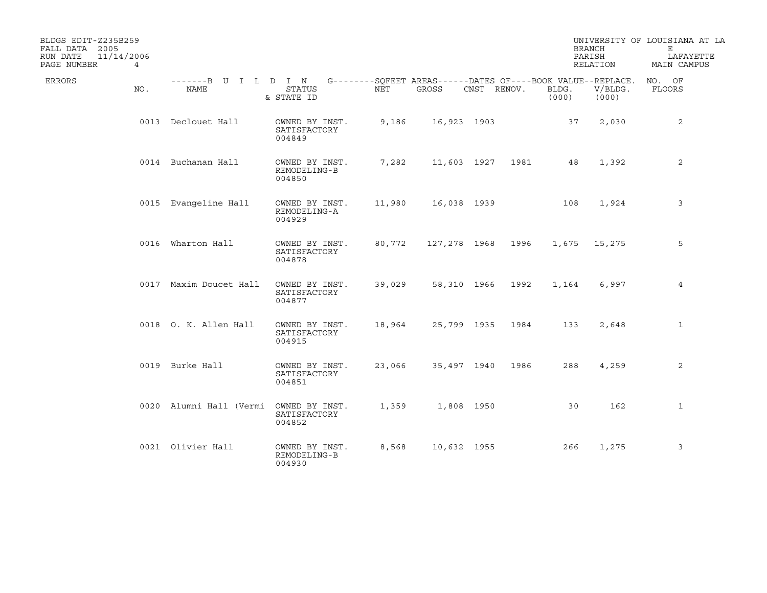BLDGS EDIT-Z235B259
FALL DATA 2005
RUN DATE 11/14/2006
PAGE NUMBER 4

UNIVERSITY OF LOUISIANA AT LA
BRANCH E
PARISH LAFAYETTE
RELATION MAIN CAMPUS

| ERRORS | NO. | NAME | STATUS & STATE ID | NET | GROSS | CNST | RENOV. | BLDG. (000) | V/BLDG. (000) | NO. OF FLOORS |
|---|---|---|---|---|---|---|---|---|---|---|
| | 0013 | Declouet Hall | OWNED BY INST. SATISFACTORY 004849 | 9,186 | 16,923 | 1903 | | 37 | 2,030 | 2 |
| | 0014 | Buchanan Hall | OWNED BY INST. REMODELING-B 004850 | 7,282 | 11,603 | 1927 | 1981 | 48 | 1,392 | 2 |
| | 0015 | Evangeline Hall | OWNED BY INST. REMODELING-A 004929 | 11,980 | 16,038 | 1939 | | 108 | 1,924 | 3 |
| | 0016 | Wharton Hall | OWNED BY INST. SATISFACTORY 004878 | 80,772 | 127,278 | 1968 | 1996 | 1,675 | 15,275 | 5 |
| | 0017 | Maxim Doucet Hall | OWNED BY INST. SATISFACTORY 004877 | 39,029 | 58,310 | 1966 | 1992 | 1,164 | 6,997 | 4 |
| | 0018 | O. K. Allen Hall | OWNED BY INST. SATISFACTORY 004915 | 18,964 | 25,799 | 1935 | 1984 | 133 | 2,648 | 1 |
| | 0019 | Burke Hall | OWNED BY INST. SATISFACTORY 004851 | 23,066 | 35,497 | 1940 | 1986 | 288 | 4,259 | 2 |
| | 0020 | Alumni Hall (Vermi | OWNED BY INST. SATISFACTORY 004852 | 1,359 | 1,808 | 1950 | | 30 | 162 | 1 |
| | 0021 | Olivier Hall | OWNED BY INST. REMODELING-B 004930 | 8,568 | 10,632 | 1955 | | 266 | 1,275 | 3 |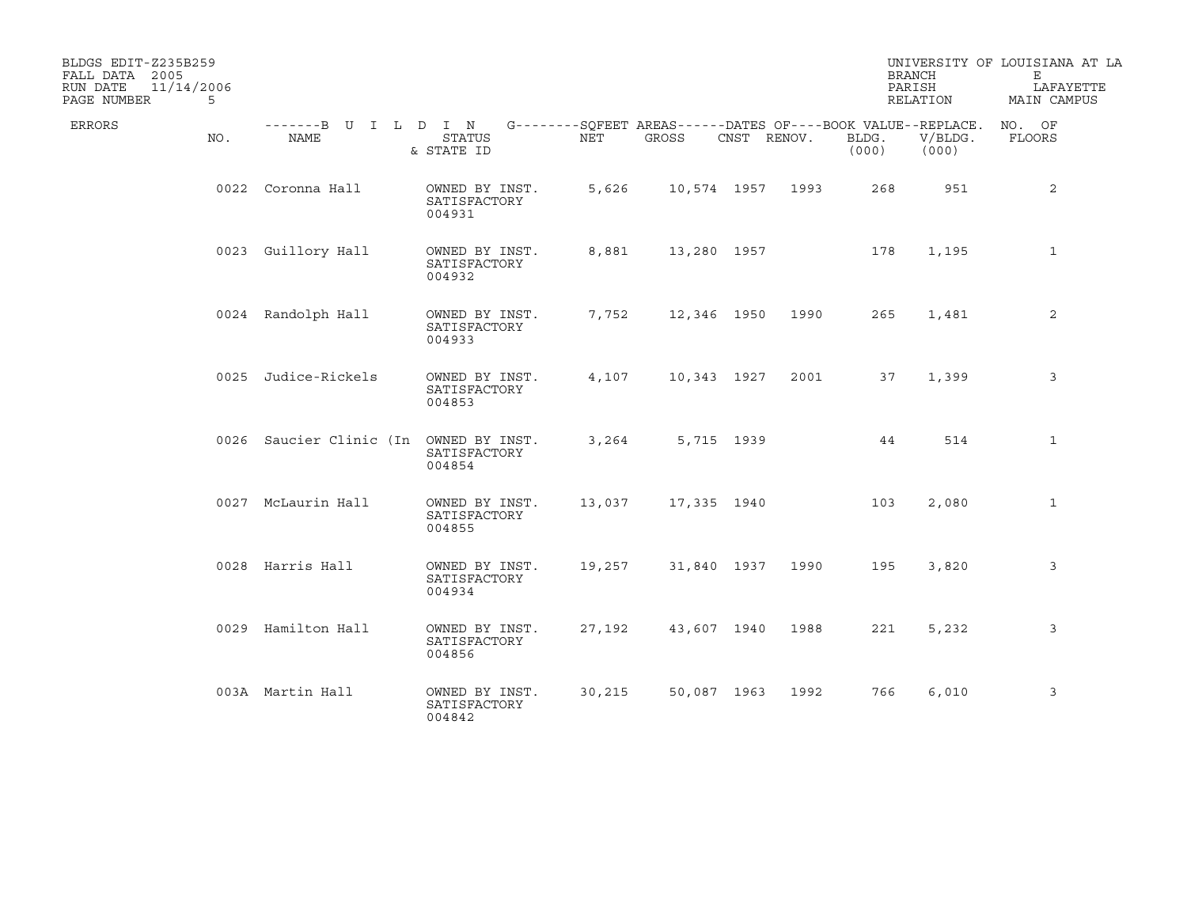BLDGS EDIT-Z235B259
FALL DATA 2005
RUN DATE 11/14/2006
PAGE NUMBER 5

UNIVERSITY OF LOUISIANA AT LA
BRANCH E
PARISH LAFAYETTE
RELATION MAIN CAMPUS

| ERRORS | NO. | NAME | STATUS & STATE ID | NET | GROSS | CNST | RENOV. | BLDG. (000) | V/BLDG. (000) | NO. OF FLOORS |
|---|---|---|---|---|---|---|---|---|---|---|
| | 0022 | Coronna Hall | OWNED BY INST. SATISFACTORY 004931 | 5,626 | 10,574 | 1957 | 1993 | 268 | 951 | 2 |
| | 0023 | Guillory Hall | OWNED BY INST. SATISFACTORY 004932 | 8,881 | 13,280 | 1957 | | 178 | 1,195 | 1 |
| | 0024 | Randolph Hall | OWNED BY INST. SATISFACTORY 004933 | 7,752 | 12,346 | 1950 | 1990 | 265 | 1,481 | 2 |
| | 0025 | Judice-Rickels | OWNED BY INST. SATISFACTORY 004853 | 4,107 | 10,343 | 1927 | 2001 | 37 | 1,399 | 3 |
| | 0026 | Saucier Clinic (In | OWNED BY INST. SATISFACTORY 004854 | 3,264 | 5,715 | 1939 | | 44 | 514 | 1 |
| | 0027 | McLaurin Hall | OWNED BY INST. SATISFACTORY 004855 | 13,037 | 17,335 | 1940 | | 103 | 2,080 | 1 |
| | 0028 | Harris Hall | OWNED BY INST. SATISFACTORY 004934 | 19,257 | 31,840 | 1937 | 1990 | 195 | 3,820 | 3 |
| | 0029 | Hamilton Hall | OWNED BY INST. SATISFACTORY 004856 | 27,192 | 43,607 | 1940 | 1988 | 221 | 5,232 | 3 |
| | 003A | Martin Hall | OWNED BY INST. SATISFACTORY 004842 | 30,215 | 50,087 | 1963 | 1992 | 766 | 6,010 | 3 |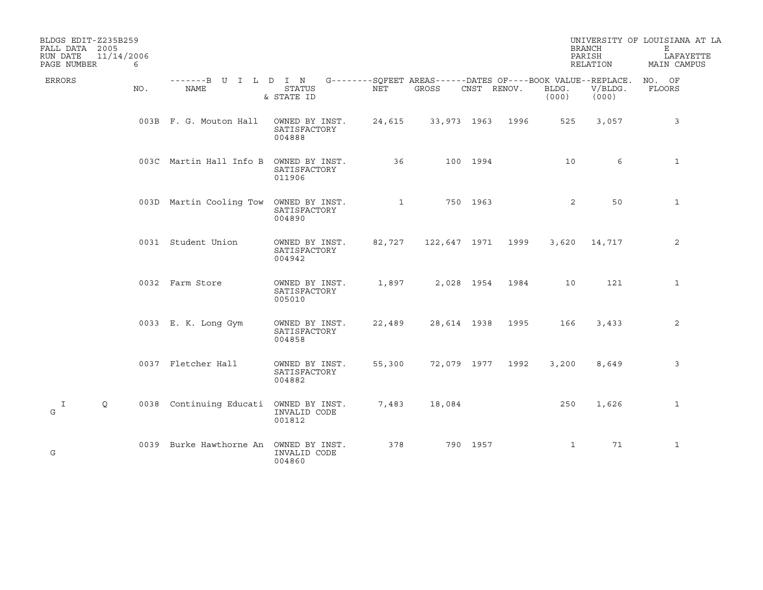BLDGS EDIT-Z235B259
FALL DATA 2005
RUN DATE 11/14/2006
PAGE NUMBER 6

UNIVERSITY OF LOUISIANA AT LA
BRANCH E
PARISH LAFAYETTE
RELATION MAIN CAMPUS

| ERRORS | | NO. | NAME | STATUS & STATE ID | NET | GROSS | CNST | RENOV. | BLDG. (000) | V/BLDG. (000) | NO. OF FLOORS |
|---|---|---|---|---|---|---|---|---|---|---|---|
| | | 003B | F. G. Mouton Hall | OWNED BY INST. SATISFACTORY 004888 | 24,615 | 33,973 | 1963 | 1996 | 525 | 3,057 | 3 |
| | | 003C | Martin Hall Info B | OWNED BY INST. SATISFACTORY 011906 | 36 | 100 | 1994 | | 10 | 6 | 1 |
| | | 003D | Martin Cooling Tow | OWNED BY INST. SATISFACTORY 004890 | 1 | 750 | 1963 | | 2 | 50 | 1 |
| | | 0031 | Student Union | OWNED BY INST. SATISFACTORY 004942 | 82,727 | 122,647 | 1971 | 1999 | 3,620 | 14,717 | 2 |
| | | 0032 | Farm Store | OWNED BY INST. SATISFACTORY 005010 | 1,897 | 2,028 | 1954 | 1984 | 10 | 121 | 1 |
| | | 0033 | E. K. Long Gym | OWNED BY INST. SATISFACTORY 004858 | 22,489 | 28,614 | 1938 | 1995 | 166 | 3,433 | 2 |
| | | 0037 | Fletcher Hall | OWNED BY INST. SATISFACTORY 004882 | 55,300 | 72,079 | 1977 | 1992 | 3,200 | 8,649 | 3 |
| I G | Q | 0038 | Continuing Educati | OWNED BY INST. INVALID CODE 001812 | 7,483 | 18,084 | | | 250 | 1,626 | 1 |
| G | | 0039 | Burke Hawthorne An | OWNED BY INST. INVALID CODE 004860 | 378 | 790 | 1957 | | 1 | 71 | 1 |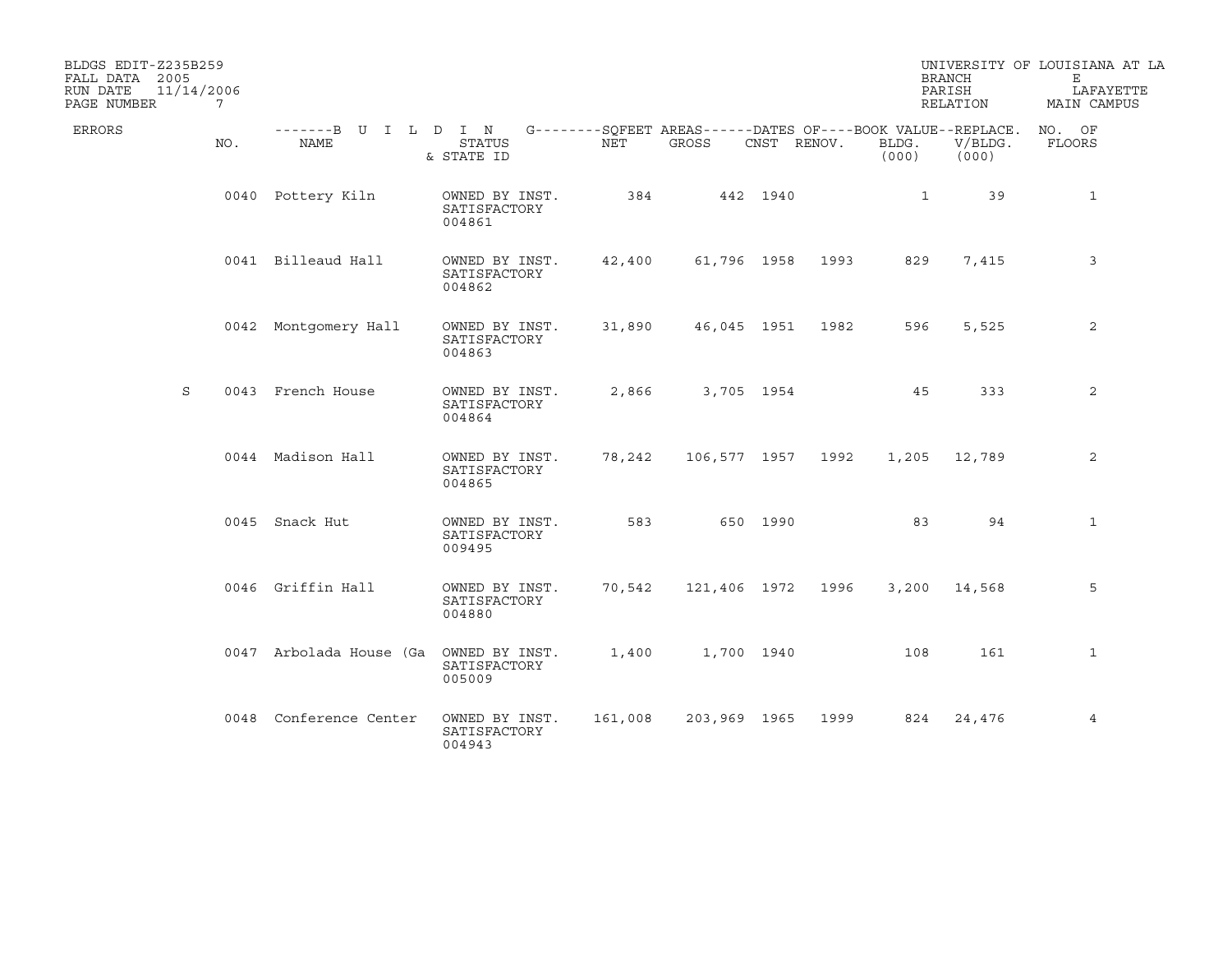BLDGS EDIT-Z235B259
FALL DATA 2005
RUN DATE 11/14/2006

UNIVERSITY OF LOUISIANA AT LA
BRANCH E
PARISH LAFAYETTE
RELATION MAIN CAMPUS

| ERRORS | NO. | NAME | STATUS & STATE ID | NET | GROSS | CNST | RENOV. | BOOK VALUE BLDG. (000) | REPLACE. V/BLDG. (000) | NO. OF FLOORS |
|---|---|---|---|---|---|---|---|---|---|---|
| | 0040 | Pottery Kiln | OWNED BY INST. SATISFACTORY 004861 | 384 | 442 | 1940 | | 1 | 39 | 1 |
| | 0041 | Billeaud Hall | OWNED BY INST. SATISFACTORY 004862 | 42,400 | 61,796 | 1958 | 1993 | 829 | 7,415 | 3 |
| | 0042 | Montgomery Hall | OWNED BY INST. SATISFACTORY 004863 | 31,890 | 46,045 | 1951 | 1982 | 596 | 5,525 | 2 |
| S | 0043 | French House | OWNED BY INST. SATISFACTORY 004864 | 2,866 | 3,705 | 1954 | | 45 | 333 | 2 |
| | 0044 | Madison Hall | OWNED BY INST. SATISFACTORY 004865 | 78,242 | 106,577 | 1957 | 1992 | 1,205 | 12,789 | 2 |
| | 0045 | Snack Hut | OWNED BY INST. SATISFACTORY 009495 | 583 | 650 | 1990 | | 83 | 94 | 1 |
| | 0046 | Griffin Hall | OWNED BY INST. SATISFACTORY 004880 | 70,542 | 121,406 | 1972 | 1996 | 3,200 | 14,568 | 5 |
| | 0047 | Arbolada House (Ga | OWNED BY INST. SATISFACTORY 005009 | 1,400 | 1,700 | 1940 | | 108 | 161 | 1 |
| | 0048 | Conference Center | OWNED BY INST. SATISFACTORY 004943 | 161,008 | 203,969 | 1965 | 1999 | 824 | 24,476 | 4 |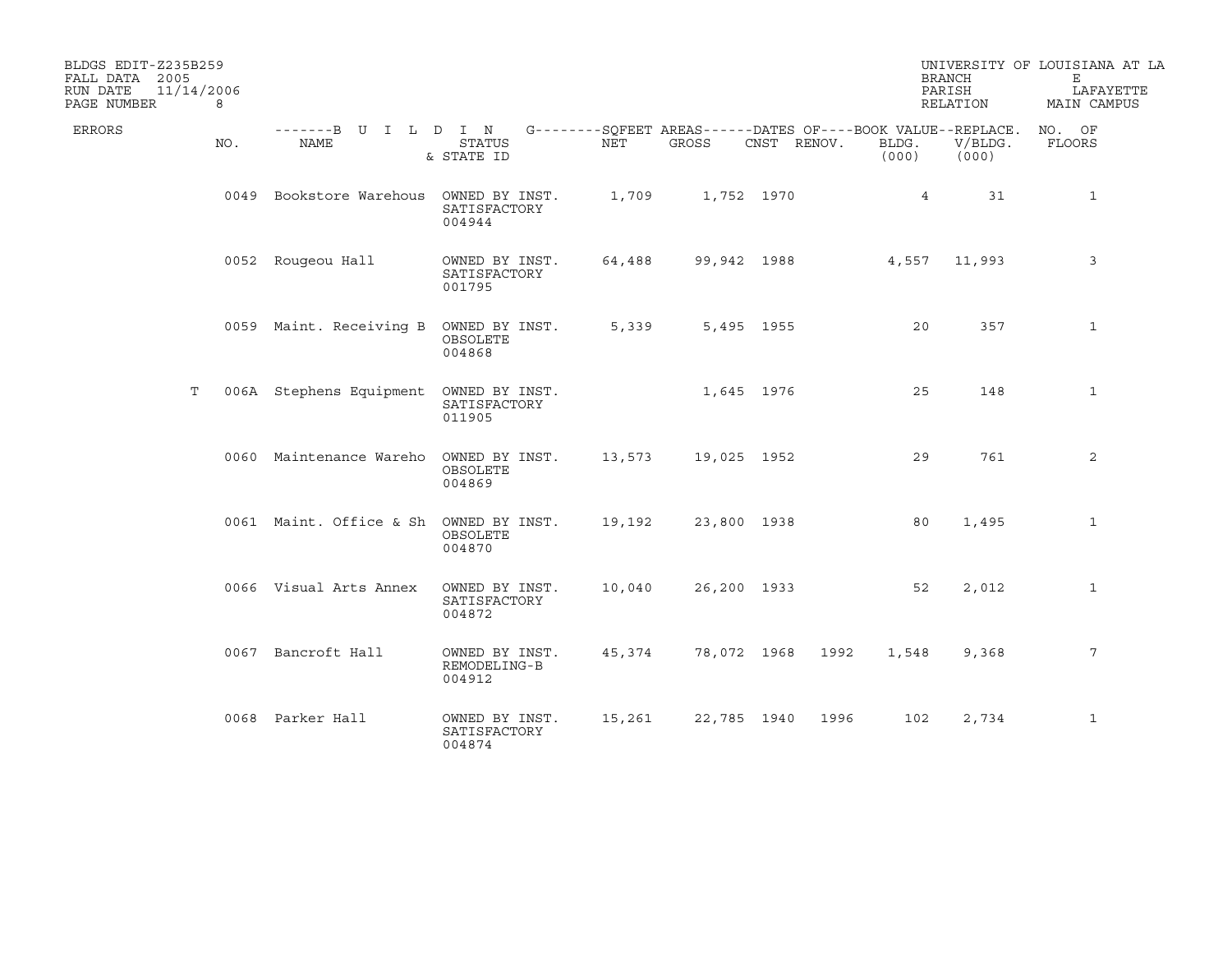BLDGS EDIT-Z235B259
FALL DATA 2005
RUN DATE 11/14/2006

UNIVERSITY OF LOUISIANA AT LA
BRANCH E
PARISH LAFAYETTE
RELATION MAIN CAMPUS

| ERRORS | NO. | NAME | STATUS & STATE ID | NET | GROSS | CNST | RENOV. | BLDG. (000) | V/BLDG. (000) | NO. OF FLOORS |
|---|---|---|---|---|---|---|---|---|---|---|
| | 0049 | Bookstore Warehous | OWNED BY INST. SATISFACTORY 004944 | 1,709 | 1,752 | 1970 | | 4 | 31 | 1 |
| | 0052 | Rougeou Hall | OWNED BY INST. SATISFACTORY 001795 | 64,488 | 99,942 | 1988 | | 4,557 | 11,993 | 3 |
| | 0059 | Maint. Receiving B | OWNED BY INST. OBSOLETE 004868 | 5,339 | 5,495 | 1955 | | 20 | 357 | 1 |
| T | 006A | Stephens Equipment | OWNED BY INST. SATISFACTORY 011905 | | 1,645 | 1976 | | 25 | 148 | 1 |
| | 0060 | Maintenance Wareho | OWNED BY INST. OBSOLETE 004869 | 13,573 | 19,025 | 1952 | | 29 | 761 | 2 |
| | 0061 | Maint. Office & Sh | OWNED BY INST. OBSOLETE 004870 | 19,192 | 23,800 | 1938 | | 80 | 1,495 | 1 |
| | 0066 | Visual Arts Annex | OWNED BY INST. SATISFACTORY 004872 | 10,040 | 26,200 | 1933 | | 52 | 2,012 | 1 |
| | 0067 | Bancroft Hall | OWNED BY INST. REMODELING-B 004912 | 45,374 | 78,072 | 1968 | 1992 | 1,548 | 9,368 | 7 |
| | 0068 | Parker Hall | OWNED BY INST. SATISFACTORY 004874 | 15,261 | 22,785 | 1940 | 1996 | 102 | 2,734 | 1 |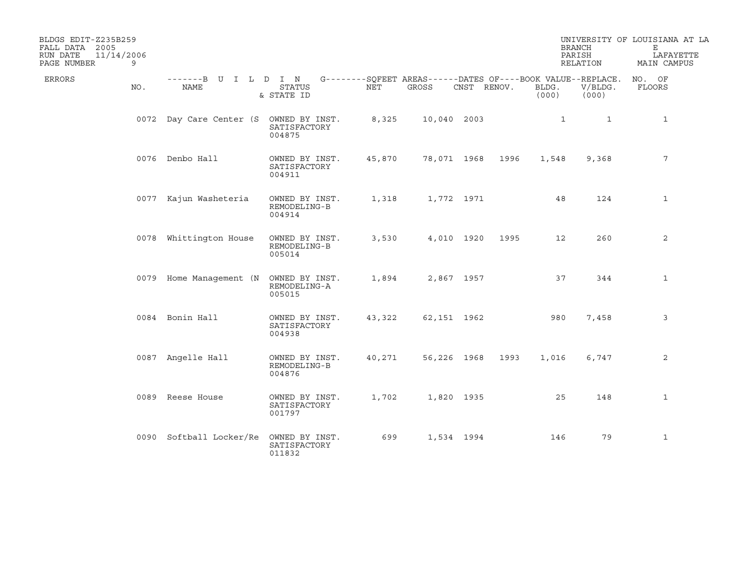BLDGS EDIT-Z235B259 UNIVERSITY OF LOUISIANA AT LA
FALL DATA 2005 BRANCH E
RUN DATE 11/14/2006 PARISH LAFAYETTE
RELATION MAIN CAMPUS

| ERRORS | NO. | NAME | STATUS & STATE ID | SQFEET AREAS NET | SQFEET AREAS GROSS | DATES OF CNST | DATES OF RENOV. | BOOK VALUE BLDG. (000) | REPLACE. V/BLDG. (000) | NO. OF FLOORS |
|---|---|---|---|---|---|---|---|---|---|---|
| | 0072 | Day Care Center (S | OWNED BY INST. SATISFACTORY 004875 | 8,325 | 10,040 | 2003 | | 1 | 1 | 1 |
| | 0076 | Denbo Hall | OWNED BY INST. SATISFACTORY 004911 | 45,870 | 78,071 | 1968 | 1996 | 1,548 | 9,368 | 7 |
| | 0077 | Kajun Washeteria | OWNED BY INST. REMODELING-B 004914 | 1,318 | 1,772 | 1971 | | 48 | 124 | 1 |
| | 0078 | Whittington House | OWNED BY INST. REMODELING-B 005014 | 3,530 | 4,010 | 1920 | 1995 | 12 | 260 | 2 |
| | 0079 | Home Management (N | OWNED BY INST. REMODELING-A 005015 | 1,894 | 2,867 | 1957 | | 37 | 344 | 1 |
| | 0084 | Bonin Hall | OWNED BY INST. SATISFACTORY 004938 | 43,322 | 62,151 | 1962 | | 980 | 7,458 | 3 |
| | 0087 | Angelle Hall | OWNED BY INST. REMODELING-B 004876 | 40,271 | 56,226 | 1968 | 1993 | 1,016 | 6,747 | 2 |
| | 0089 | Reese House | OWNED BY INST. SATISFACTORY 001797 | 1,702 | 1,820 | 1935 | | 25 | 148 | 1 |
| | 0090 | Softball Locker/Re | OWNED BY INST. SATISFACTORY 011832 | 699 | 1,534 | 1994 | | 146 | 79 | 1 |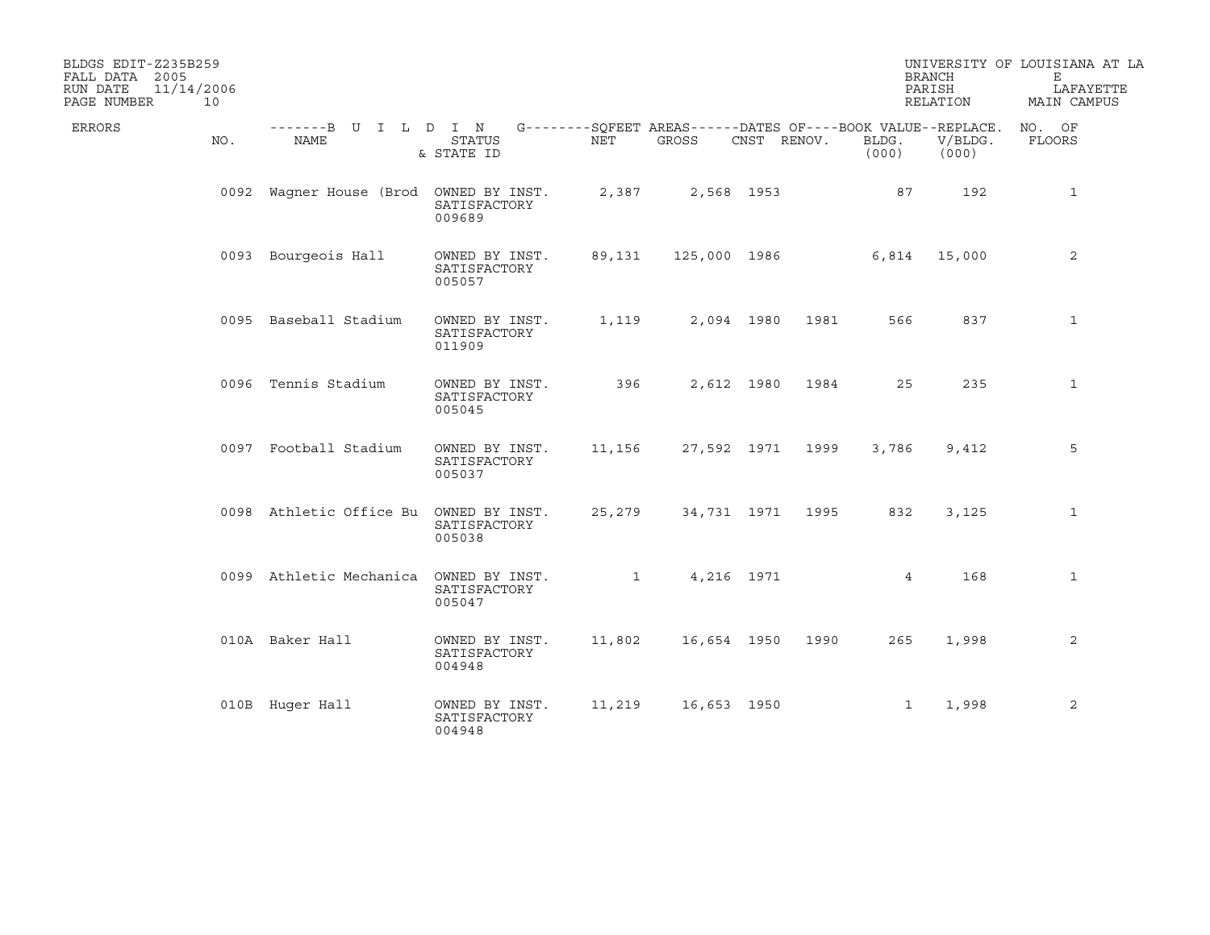BLDGS EDIT-Z235B259
FALL DATA 2005
RUN DATE 11/14/2006

UNIVERSITY OF LOUISIANA AT LA
BRANCH E
PARISH LAFAYETTE
RELATION MAIN CAMPUS

| ERRORS | NO. | NAME | STATUS & STATE ID | NET | GROSS | CNST | RENOV. | BLDG. (000) | V/BLDG. (000) | NO. OF FLOORS |
|---|---|---|---|---|---|---|---|---|---|---|
| | 0092 | Wagner House (Brod | OWNED BY INST. SATISFACTORY 009689 | 2,387 | 2,568 | 1953 | | 87 | 192 | 1 |
| | 0093 | Bourgeois Hall | OWNED BY INST. SATISFACTORY 005057 | 89,131 | 125,000 | 1986 | | 6,814 | 15,000 | 2 |
| | 0095 | Baseball Stadium | OWNED BY INST. SATISFACTORY 011909 | 1,119 | 2,094 | 1980 | 1981 | 566 | 837 | 1 |
| | 0096 | Tennis Stadium | OWNED BY INST. SATISFACTORY 005045 | 396 | 2,612 | 1980 | 1984 | 25 | 235 | 1 |
| | 0097 | Football Stadium | OWNED BY INST. SATISFACTORY 005037 | 11,156 | 27,592 | 1971 | 1999 | 3,786 | 9,412 | 5 |
| | 0098 | Athletic Office Bu | OWNED BY INST. SATISFACTORY 005038 | 25,279 | 34,731 | 1971 | 1995 | 832 | 3,125 | 1 |
| | 0099 | Athletic Mechanica | OWNED BY INST. SATISFACTORY 005047 | 1 | 4,216 | 1971 | | 4 | 168 | 1 |
| | 010A | Baker Hall | OWNED BY INST. SATISFACTORY 004948 | 11,802 | 16,654 | 1950 | 1990 | 265 | 1,998 | 2 |
| | 010B | Huger Hall | OWNED BY INST. SATISFACTORY 004948 | 11,219 | 16,653 | 1950 | | 1 | 1,998 | 2 |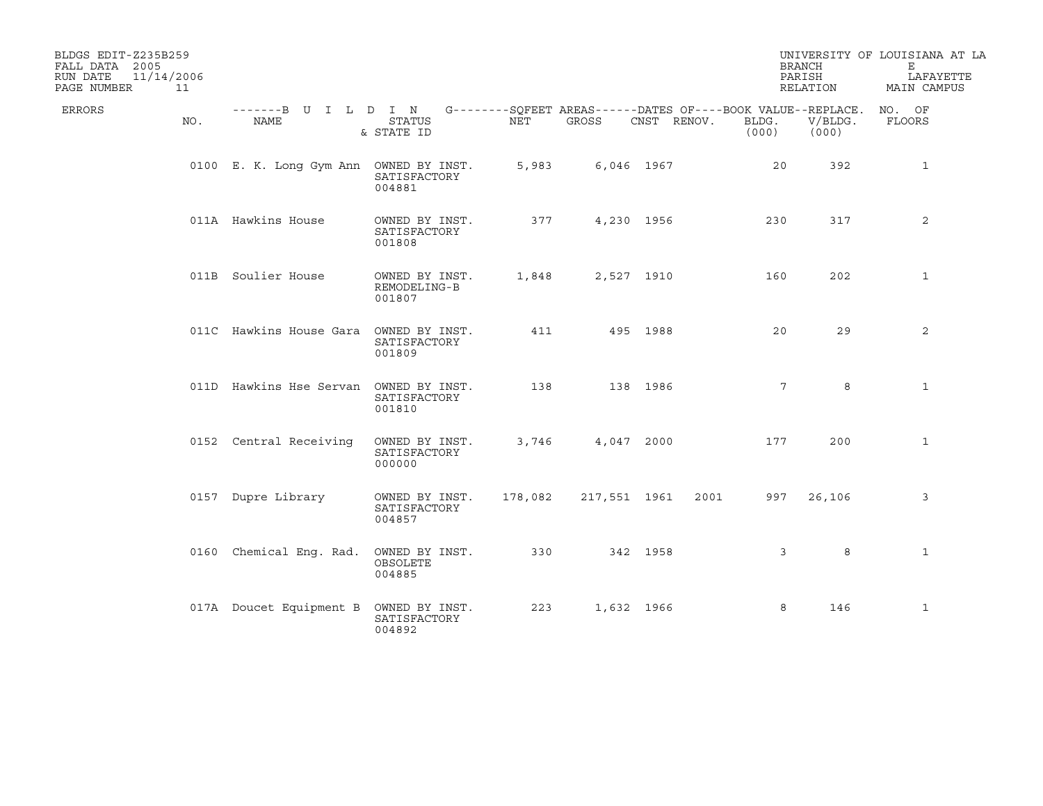BLDGS EDIT-Z235B259
FALL DATA 2005
RUN DATE 11/14/2006

UNIVERSITY OF LOUISIANA AT LA
BRANCH E
PARISH LAFAYETTE
RELATION MAIN CAMPUS

| ERRORS | NO. | NAME | STATUS & STATE ID | NET | GROSS | CNST | RENOV. | BLDG. (000) | V/BLDG. (000) | NO. OF FLOORS |
|---|---|---|---|---|---|---|---|---|---|---|
| | 0100 | E. K. Long Gym Ann | OWNED BY INST. SATISFACTORY 004881 | 5,983 | 6,046 | 1967 | | 20 | 392 | 1 |
| | 011A | Hawkins House | OWNED BY INST. SATISFACTORY 001808 | 377 | 4,230 | 1956 | | 230 | 317 | 2 |
| | 011B | Soulier House | OWNED BY INST. REMODELING-B 001807 | 1,848 | 2,527 | 1910 | | 160 | 202 | 1 |
| | 011C | Hawkins House Gara | OWNED BY INST. SATISFACTORY 001809 | 411 | 495 | 1988 | | 20 | 29 | 2 |
| | 011D | Hawkins Hse Servan | OWNED BY INST. SATISFACTORY 001810 | 138 | 138 | 1986 | | 7 | 8 | 1 |
| | 0152 | Central Receiving | OWNED BY INST. SATISFACTORY 000000 | 3,746 | 4,047 | 2000 | | 177 | 200 | 1 |
| | 0157 | Dupre Library | OWNED BY INST. SATISFACTORY 004857 | 178,082 | 217,551 | 1961 | 2001 | 997 | 26,106 | 3 |
| | 0160 | Chemical Eng. Rad. | OWNED BY INST. OBSOLETE 004885 | 330 | 342 | 1958 | | 3 | 8 | 1 |
| | 017A | Doucet Equipment B | OWNED BY INST. SATISFACTORY 004892 | 223 | 1,632 | 1966 | | 8 | 146 | 1 |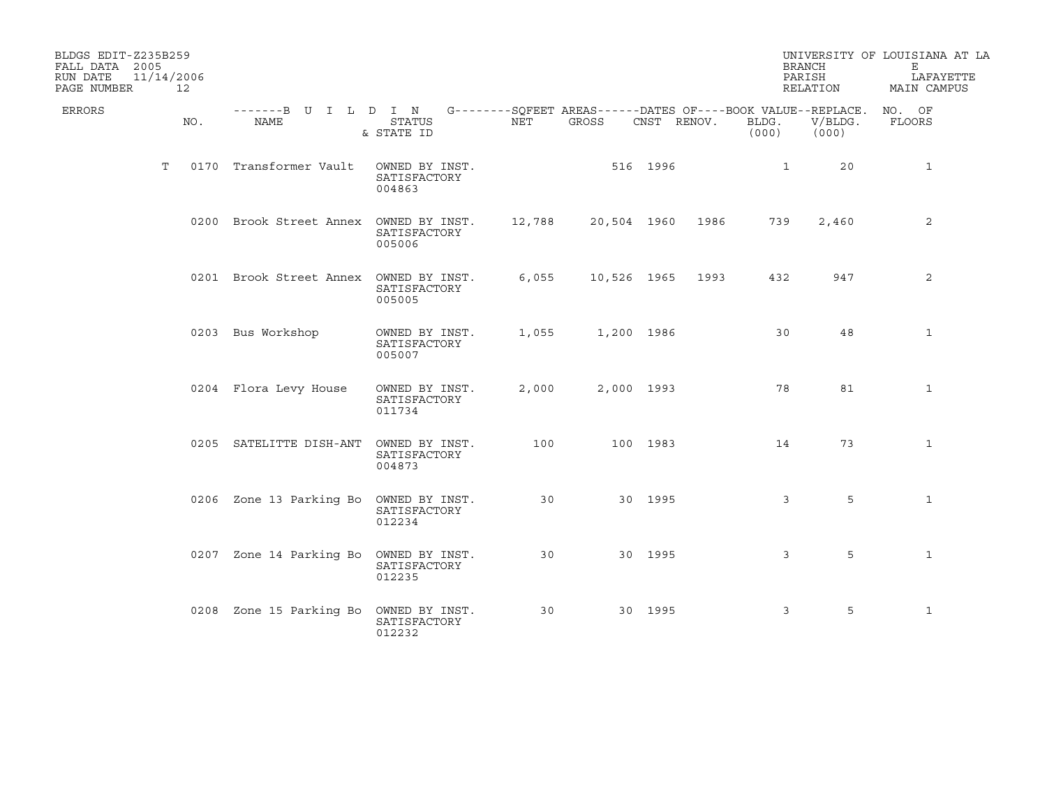BLDGS EDIT-Z235B259
FALL DATA 2005
RUN DATE 11/14/2006
PAGE NUMBER 12

UNIVERSITY OF LOUISIANA AT LA
BRANCH E
PARISH LAFAYETTE
RELATION MAIN CAMPUS

| ERRORS | NO. | NAME | STATUS & STATE ID | NET | GROSS | CNST | RENOV. | BLDG. (000) | V/BLDG. (000) | NO. OF FLOORS |
|---|---|---|---|---|---|---|---|---|---|---|
| T | 0170 | Transformer Vault | OWNED BY INST. SATISFACTORY 004863 | | 516 | 1996 | | 1 | 20 | 1 |
| | 0200 | Brook Street Annex | OWNED BY INST. SATISFACTORY 005006 | 12,788 | 20,504 | 1960 | 1986 | 739 | 2,460 | 2 |
| | 0201 | Brook Street Annex | OWNED BY INST. SATISFACTORY 005005 | 6,055 | 10,526 | 1965 | 1993 | 432 | 947 | 2 |
| | 0203 | Bus Workshop | OWNED BY INST. SATISFACTORY 005007 | 1,055 | 1,200 | 1986 | | 30 | 48 | 1 |
| | 0204 | Flora Levy House | OWNED BY INST. SATISFACTORY 011734 | 2,000 | 2,000 | 1993 | | 78 | 81 | 1 |
| | 0205 | SATELITTE DISH-ANT | OWNED BY INST. SATISFACTORY 004873 | 100 | 100 | 1983 | | 14 | 73 | 1 |
| | 0206 | Zone 13 Parking Bo | OWNED BY INST. SATISFACTORY 012234 | 30 | 30 | 1995 | | 3 | 5 | 1 |
| | 0207 | Zone 14 Parking Bo | OWNED BY INST. SATISFACTORY 012235 | 30 | 30 | 1995 | | 3 | 5 | 1 |
| | 0208 | Zone 15 Parking Bo | OWNED BY INST. SATISFACTORY 012232 | 30 | 30 | 1995 | | 3 | 5 | 1 |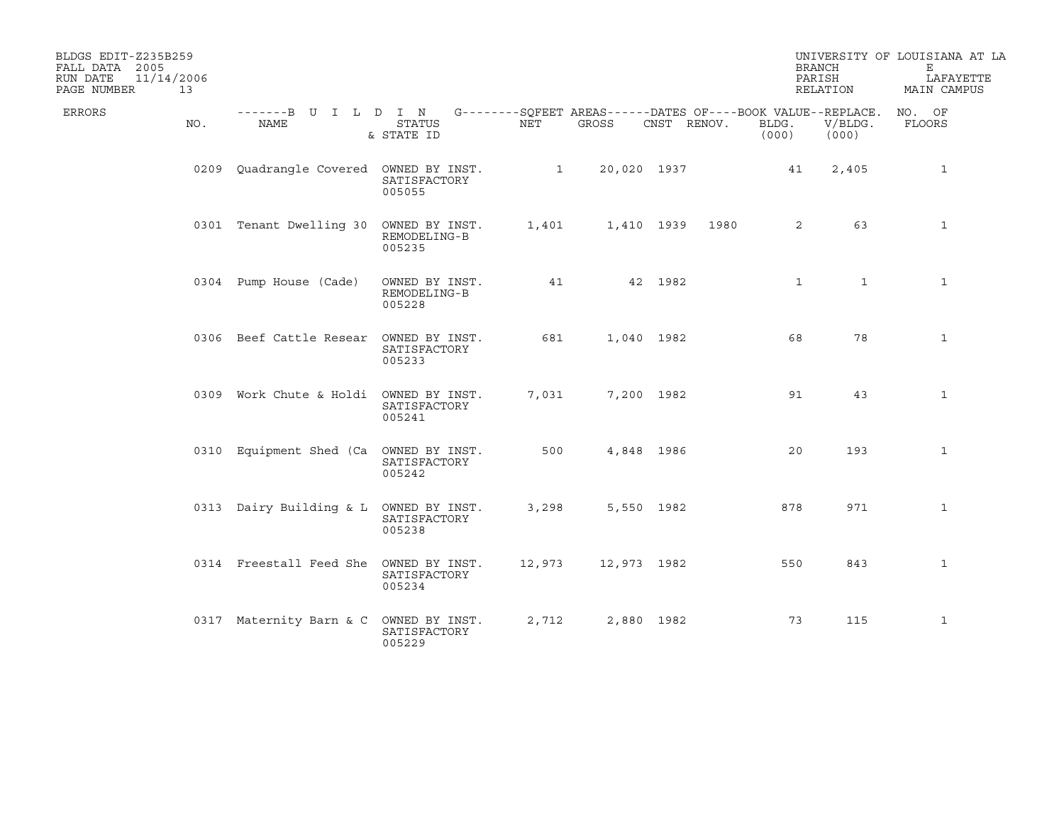BLDGS EDIT-Z235B259
FALL DATA 2005
RUN DATE 11/14/2006

UNIVERSITY OF LOUISIANA AT LA
BRANCH E
PARISH LAFAYETTE
RELATION MAIN CAMPUS

| ERRORS | NO. | NAME | STATUS & STATE ID | NET | GROSS | CNST | RENOV. | BLDG. (000) | V/BLDG. (000) | NO. OF FLOORS |
|---|---|---|---|---|---|---|---|---|---|---|
| | 0209 | Quadrangle Covered | OWNED BY INST. SATISFACTORY 005055 | 1 | 20,020 | 1937 | | 41 | 2,405 | 1 |
| | 0301 | Tenant Dwelling 30 | OWNED BY INST. REMODELING-B 005235 | 1,401 | 1,410 | 1939 | 1980 | 2 | 63 | 1 |
| | 0304 | Pump House (Cade) | OWNED BY INST. REMODELING-B 005228 | 41 | 42 | 1982 | | 1 | 1 | 1 |
| | 0306 | Beef Cattle Resear | OWNED BY INST. SATISFACTORY 005233 | 681 | 1,040 | 1982 | | 68 | 78 | 1 |
| | 0309 | Work Chute & Holdi | OWNED BY INST. SATISFACTORY 005241 | 7,031 | 7,200 | 1982 | | 91 | 43 | 1 |
| | 0310 | Equipment Shed (Ca | OWNED BY INST. SATISFACTORY 005242 | 500 | 4,848 | 1986 | | 20 | 193 | 1 |
| | 0313 | Dairy Building & L | OWNED BY INST. SATISFACTORY 005238 | 3,298 | 5,550 | 1982 | | 878 | 971 | 1 |
| | 0314 | Freestall Feed She | OWNED BY INST. SATISFACTORY 005234 | 12,973 | 12,973 | 1982 | | 550 | 843 | 1 |
| | 0317 | Maternity Barn & C | OWNED BY INST. SATISFACTORY 005229 | 2,712 | 2,880 | 1982 | | 73 | 115 | 1 |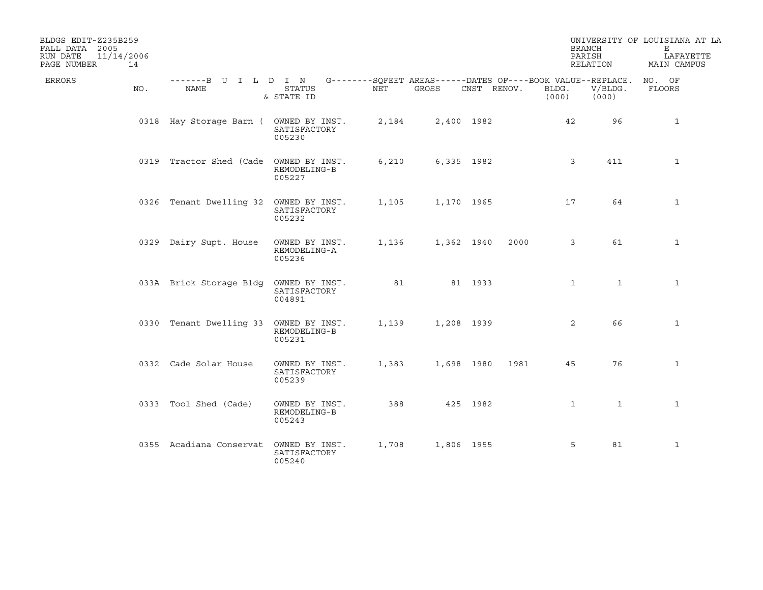BLDGS EDIT-Z235B259
FALL DATA 2005
RUN DATE 11/14/2006

UNIVERSITY OF LOUISIANA AT LA
BRANCH E
PARISH LAFAYETTE
RELATION MAIN CAMPUS

| ERRORS | NO. | NAME | STATUS & STATE ID | NET | GROSS | CNST | RENOV. | BOOK VALUE-- BLDG. (000) | REPLACE. V/BLDG. (000) | NO. OF FLOORS |
|---|---|---|---|---|---|---|---|---|---|---|
| | 0318 | Hay Storage Barn ( | OWNED BY INST. SATISFACTORY 005230 | 2,184 | 2,400 | 1982 | | 42 | 96 | 1 |
| | 0319 | Tractor Shed (Cade | OWNED BY INST. REMODELING-B 005227 | 6,210 | 6,335 | 1982 | | 3 | 411 | 1 |
| | 0326 | Tenant Dwelling 32 | OWNED BY INST. SATISFACTORY 005232 | 1,105 | 1,170 | 1965 | | 17 | 64 | 1 |
| | 0329 | Dairy Supt. House | OWNED BY INST. REMODELING-A 005236 | 1,136 | 1,362 | 1940 | 2000 | 3 | 61 | 1 |
| | 033A | Brick Storage Bldg | OWNED BY INST. SATISFACTORY 004891 | 81 | 81 | 1933 | | 1 | 1 | 1 |
| | 0330 | Tenant Dwelling 33 | OWNED BY INST. REMODELING-B 005231 | 1,139 | 1,208 | 1939 | | 2 | 66 | 1 |
| | 0332 | Cade Solar House | OWNED BY INST. SATISFACTORY 005239 | 1,383 | 1,698 | 1980 | 1981 | 45 | 76 | 1 |
| | 0333 | Tool Shed (Cade) | OWNED BY INST. REMODELING-B 005243 | 388 | 425 | 1982 | | 1 | 1 | 1 |
| | 0355 | Acadiana Conservat | OWNED BY INST. SATISFACTORY 005240 | 1,708 | 1,806 | 1955 | | 5 | 81 | 1 |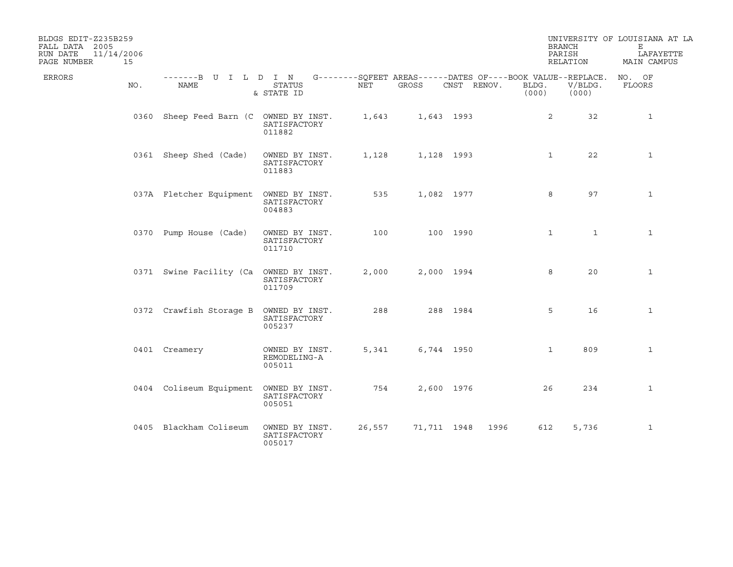BLDGS EDIT-Z235B259
FALL DATA 2005
RUN DATE 11/14/2006
PAGE NUMBER 15

UNIVERSITY OF LOUISIANA AT LA
BRANCH E
PARISH LAFAYETTE
RELATION MAIN CAMPUS

| ERRORS | NO. | NAME | STATUS & STATE ID | NET | GROSS | CNST | RENOV. | BOOK VALUE BLDG. (000) | REPLACE. V/BLDG. (000) | NO. OF FLOORS |
|---|---|---|---|---|---|---|---|---|---|---|
| | 0360 | Sheep Feed Barn (C | OWNED BY INST. SATISFACTORY 011882 | 1,643 | 1,643 | 1993 | | 2 | 32 | 1 |
| | 0361 | Sheep Shed (Cade) | OWNED BY INST. SATISFACTORY 011883 | 1,128 | 1,128 | 1993 | | 1 | 22 | 1 |
| | 037A | Fletcher Equipment | OWNED BY INST. SATISFACTORY 004883 | 535 | 1,082 | 1977 | | 8 | 97 | 1 |
| | 0370 | Pump House (Cade) | OWNED BY INST. SATISFACTORY 011710 | 100 | 100 | 1990 | | 1 | 1 | 1 |
| | 0371 | Swine Facility (Ca | OWNED BY INST. SATISFACTORY 011709 | 2,000 | 2,000 | 1994 | | 8 | 20 | 1 |
| | 0372 | Crawfish Storage B | OWNED BY INST. SATISFACTORY 005237 | 288 | 288 | 1984 | | 5 | 16 | 1 |
| | 0401 | Creamery | OWNED BY INST. REMODELING-A 005011 | 5,341 | 6,744 | 1950 | | 1 | 809 | 1 |
| | 0404 | Coliseum Equipment | OWNED BY INST. SATISFACTORY 005051 | 754 | 2,600 | 1976 | | 26 | 234 | 1 |
| | 0405 | Blackham Coliseum | OWNED BY INST. SATISFACTORY 005017 | 26,557 | 71,711 | 1948 | 1996 | 612 | 5,736 | 1 |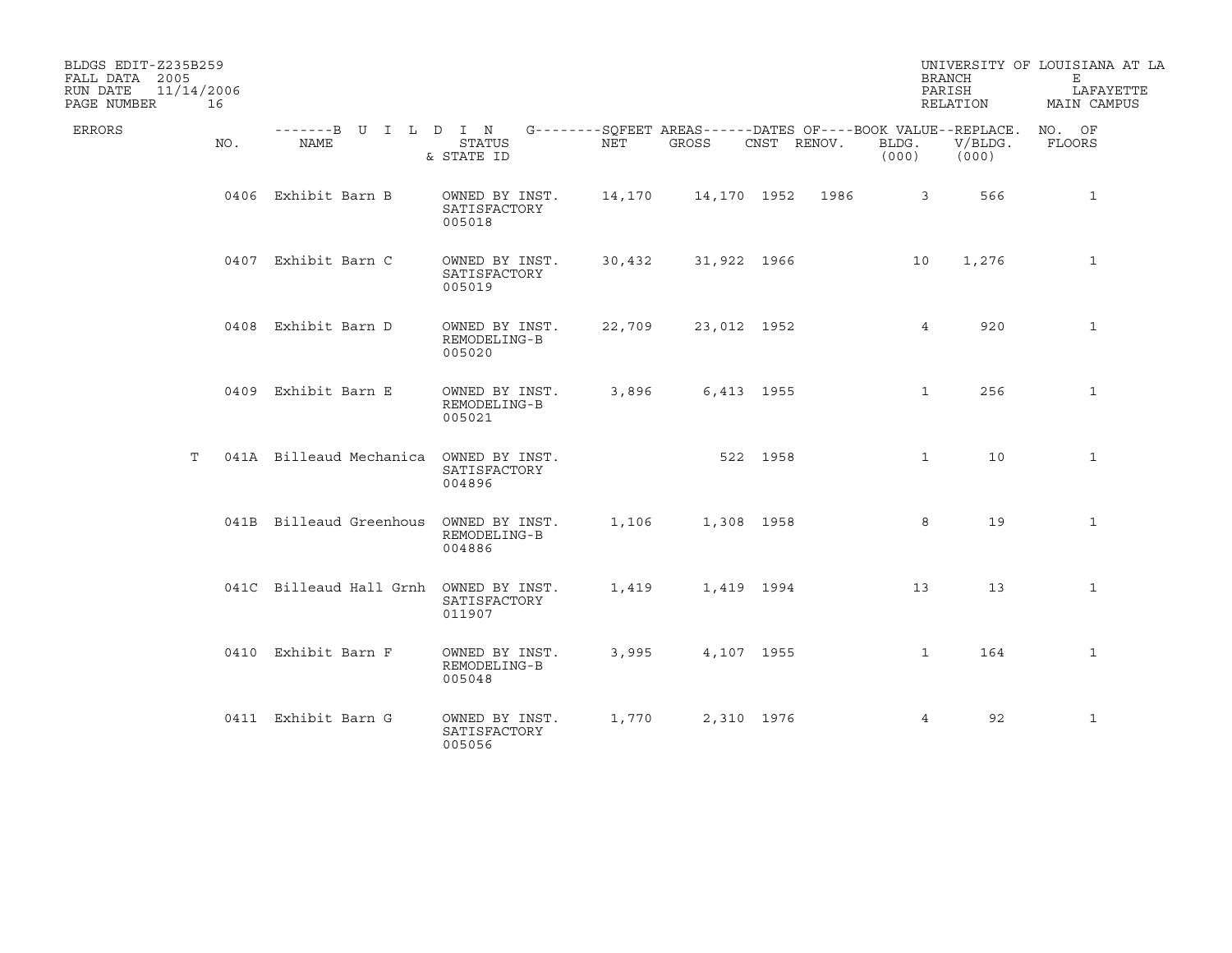BLDGS EDIT-Z235B259
FALL DATA 2005
RUN DATE 11/14/2006

UNIVERSITY OF LOUISIANA AT LA
BRANCH E
PARISH LAFAYETTE
RELATION MAIN CAMPUS

| ERRORS | NO. | NAME | STATUS & STATE ID | NET | GROSS | CNST | RENOV. | BLDG. (000) | V/BLDG. (000) | NO. OF FLOORS |
|---|---|---|---|---|---|---|---|---|---|---|
| | 0406 | Exhibit Barn B | OWNED BY INST. SATISFACTORY 005018 | 14,170 | 14,170 | 1952 | 1986 | 3 | 566 | 1 |
| | 0407 | Exhibit Barn C | OWNED BY INST. SATISFACTORY 005019 | 30,432 | 31,922 | 1966 | | 10 | 1,276 | 1 |
| | 0408 | Exhibit Barn D | OWNED BY INST. REMODELING-B 005020 | 22,709 | 23,012 | 1952 | | 4 | 920 | 1 |
| | 0409 | Exhibit Barn E | OWNED BY INST. REMODELING-B 005021 | 3,896 | 6,413 | 1955 | | 1 | 256 | 1 |
| T | 041A | Billeaud Mechanica | OWNED BY INST. SATISFACTORY 004896 | | 522 | 1958 | | 1 | 10 | 1 |
| | 041B | Billeaud Greenhous | OWNED BY INST. REMODELING-B 004886 | 1,106 | 1,308 | 1958 | | 8 | 19 | 1 |
| | 041C | Billeaud Hall Grnh | OWNED BY INST. SATISFACTORY 011907 | 1,419 | 1,419 | 1994 | | 13 | 13 | 1 |
| | 0410 | Exhibit Barn F | OWNED BY INST. REMODELING-B 005048 | 3,995 | 4,107 | 1955 | | 1 | 164 | 1 |
| | 0411 | Exhibit Barn G | OWNED BY INST. SATISFACTORY 005056 | 1,770 | 2,310 | 1976 | | 4 | 92 | 1 |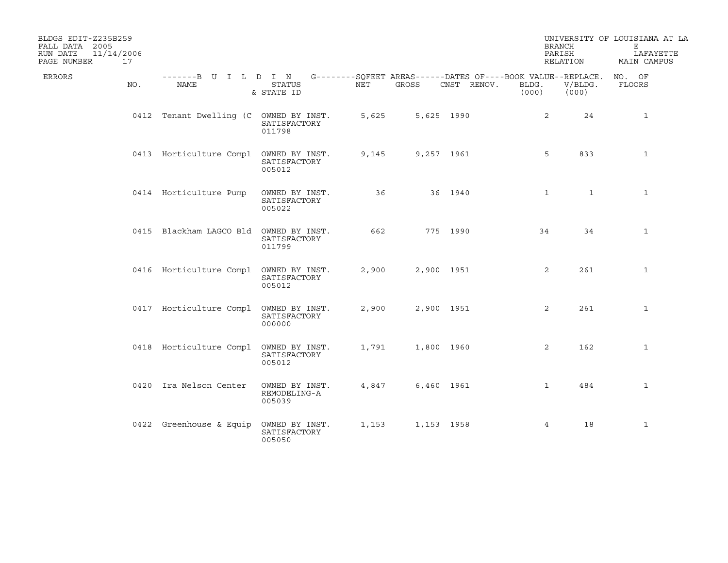BLDGS EDIT-Z235B259 
FALL DATA 2005 
RUN DATE 11/14/2006 
PAGE NUMBER 17

UNIVERSITY OF LOUISIANA AT LA 
BRANCH E 
PARISH LAFAYETTE 
RELATION MAIN CAMPUS

| ERRORS | NO. | NAME | STATUS & STATE ID | NET | GROSS | CNST | RENOV. | BLDG. (000) | V/BLDG. (000) | NO. OF FLOORS |
|---|---|---|---|---|---|---|---|---|---|---|
| | 0412 | Tenant Dwelling (C | OWNED BY INST. SATISFACTORY 011798 | 5,625 | 5,625 | 1990 | | 2 | 24 | 1 |
| | 0413 | Horticulture Compl | OWNED BY INST. SATISFACTORY 005012 | 9,145 | 9,257 | 1961 | | 5 | 833 | 1 |
| | 0414 | Horticulture Pump | OWNED BY INST. SATISFACTORY 005022 | 36 | 36 | 1940 | | 1 | 1 | 1 |
| | 0415 | Blackham LAGCO Bld | OWNED BY INST. SATISFACTORY 011799 | 662 | 775 | 1990 | | 34 | 34 | 1 |
| | 0416 | Horticulture Compl | OWNED BY INST. SATISFACTORY 005012 | 2,900 | 2,900 | 1951 | | 2 | 261 | 1 |
| | 0417 | Horticulture Compl | OWNED BY INST. SATISFACTORY 000000 | 2,900 | 2,900 | 1951 | | 2 | 261 | 1 |
| | 0418 | Horticulture Compl | OWNED BY INST. SATISFACTORY 005012 | 1,791 | 1,800 | 1960 | | 2 | 162 | 1 |
| | 0420 | Ira Nelson Center | OWNED BY INST. REMODELING-A 005039 | 4,847 | 6,460 | 1961 | | 1 | 484 | 1 |
| | 0422 | Greenhouse & Equip | OWNED BY INST. SATISFACTORY 005050 | 1,153 | 1,153 | 1958 | | 4 | 18 | 1 |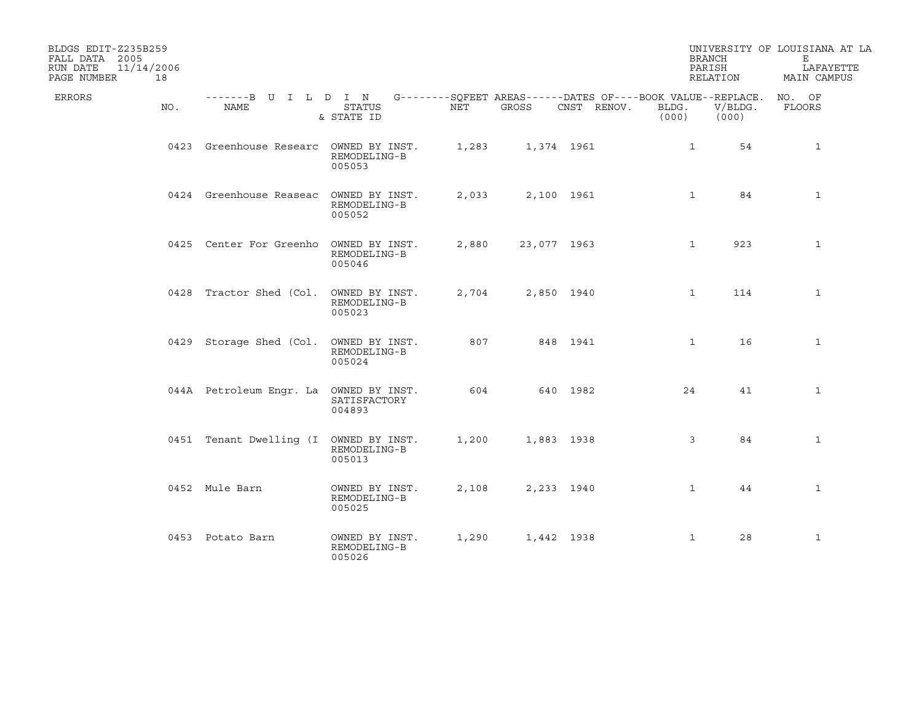BLDGS EDIT-Z235B259
FALL DATA 2005
RUN DATE 11/14/2006

UNIVERSITY OF LOUISIANA AT LA
BRANCH E
PARISH LAFAYETTE
RELATION MAIN CAMPUS

| ERRORS | NO. | NAME | STATUS & STATE ID | NET | GROSS | CNST | RENOV. | BOOK VALUE BLDG. (000) | REPLACE. V/BLDG. (000) | NO. OF FLOORS |
|---|---|---|---|---|---|---|---|---|---|---|
| | 0423 | Greenhouse Researc | OWNED BY INST. REMODELING-B 005053 | 1,283 | 1,374 | 1961 | | 1 | 54 | 1 |
| | 0424 | Greenhouse Reaseac | OWNED BY INST. REMODELING-B 005052 | 2,033 | 2,100 | 1961 | | 1 | 84 | 1 |
| | 0425 | Center For Greenho | OWNED BY INST. REMODELING-B 005046 | 2,880 | 23,077 | 1963 | | 1 | 923 | 1 |
| | 0428 | Tractor Shed (Col. | OWNED BY INST. REMODELING-B 005023 | 2,704 | 2,850 | 1940 | | 1 | 114 | 1 |
| | 0429 | Storage Shed (Col. | OWNED BY INST. REMODELING-B 005024 | 807 | 848 | 1941 | | 1 | 16 | 1 |
| | 044A | Petroleum Engr. La | OWNED BY INST. SATISFACTORY 004893 | 604 | 640 | 1982 | | 24 | 41 | 1 |
| | 0451 | Tenant Dwelling (I | OWNED BY INST. REMODELING-B 005013 | 1,200 | 1,883 | 1938 | | 3 | 84 | 1 |
| | 0452 | Mule Barn | OWNED BY INST. REMODELING-B 005025 | 2,108 | 2,233 | 1940 | | 1 | 44 | 1 |
| | 0453 | Potato Barn | OWNED BY INST. REMODELING-B 005026 | 1,290 | 1,442 | 1938 | | 1 | 28 | 1 |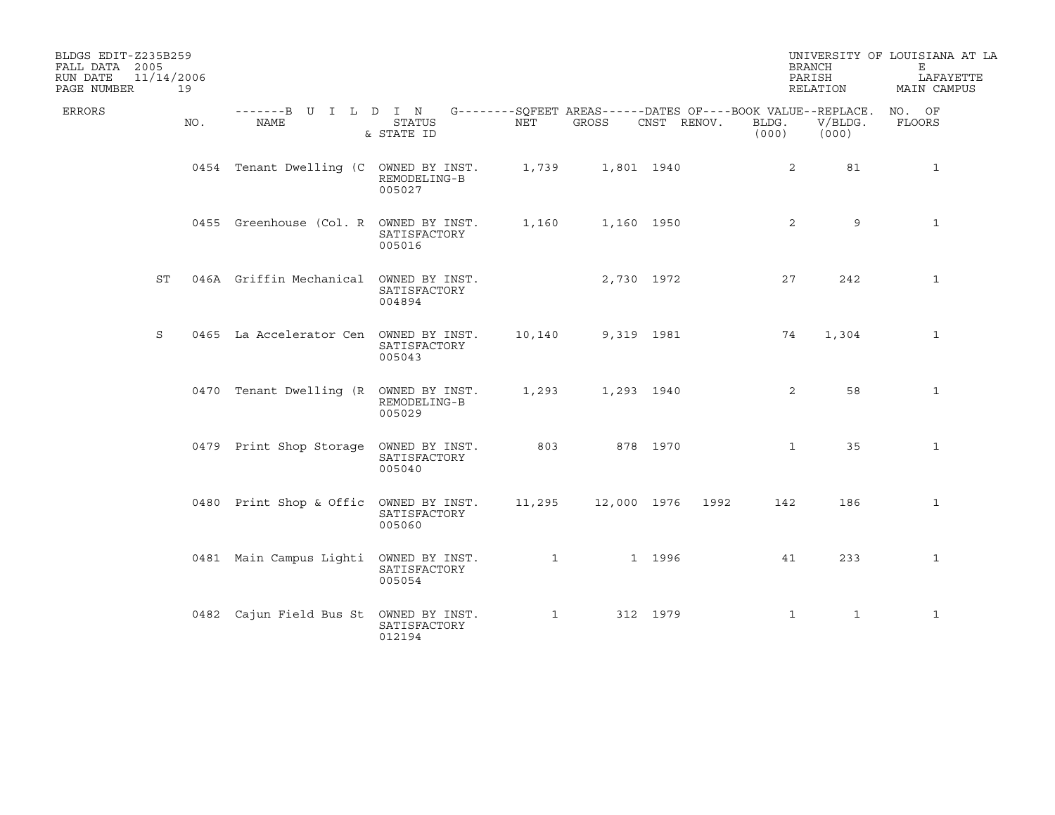BLDGS EDIT-Z235B259
FALL DATA 2005
RUN DATE 11/14/2006

UNIVERSITY OF LOUISIANA AT LA
BRANCH E
PARISH LAFAYETTE
RELATION MAIN CAMPUS

| ERRORS | NO. | NAME | STATUS & STATE ID | NET | GROSS | CNST | RENOV. | BOOK VALUE--BLDG. (000) | REPLACE. V/BLDG. (000) | NO. OF FLOORS |
|---|---|---|---|---|---|---|---|---|---|---|
| | 0454 | Tenant Dwelling (C | OWNED BY INST. REMODELING-B 005027 | 1,739 | 1,801 | 1940 | | 2 | 81 | 1 |
| | 0455 | Greenhouse (Col. R | OWNED BY INST. SATISFACTORY 005016 | 1,160 | 1,160 | 1950 | | 2 | 9 | 1 |
| ST | 046A | Griffin Mechanical | OWNED BY INST. SATISFACTORY 004894 | | 2,730 | 1972 | | 27 | 242 | 1 |
| S | 0465 | La Accelerator Cen | OWNED BY INST. SATISFACTORY 005043 | 10,140 | 9,319 | 1981 | | 74 | 1,304 | 1 |
| | 0470 | Tenant Dwelling (R | OWNED BY INST. REMODELING-B 005029 | 1,293 | 1,293 | 1940 | | 2 | 58 | 1 |
| | 0479 | Print Shop Storage | OWNED BY INST. SATISFACTORY 005040 | 803 | 878 | 1970 | | 1 | 35 | 1 |
| | 0480 | Print Shop & Offic | OWNED BY INST. SATISFACTORY 005060 | 11,295 | 12,000 | 1976 | 1992 | 142 | 186 | 1 |
| | 0481 | Main Campus Lighti | OWNED BY INST. SATISFACTORY 005054 | 1 | 1 | 1996 | | 41 | 233 | 1 |
| | 0482 | Cajun Field Bus St | OWNED BY INST. SATISFACTORY 012194 | 1 | 312 | 1979 | | 1 | 1 | 1 |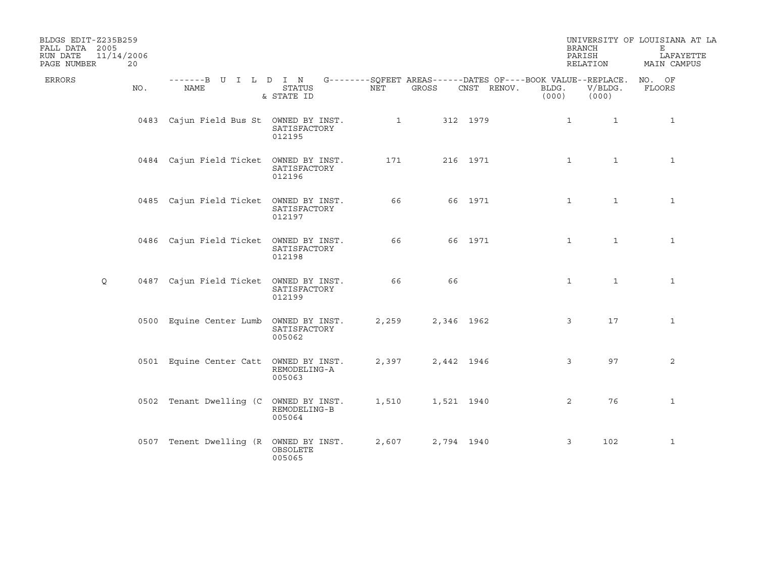BLDGS EDIT-Z235B259
FALL DATA 2005
RUN DATE 11/14/2006

UNIVERSITY OF LOUISIANA AT LA
BRANCH E
PARISH LAFAYETTE
RELATION MAIN CAMPUS

| ERRORS | NO. | NAME | STATUS & STATE ID | NET | GROSS | CNST | RENOV. | BOOK VALUE-- BLDG. (000) | REPLACE. V/BLDG. (000) | NO. OF FLOORS |
|---|---|---|---|---|---|---|---|---|---|---|
| | 0483 | Cajun Field Bus St | OWNED BY INST. SATISFACTORY 012195 | 1 | 312 | 1979 | | 1 | 1 | 1 |
| | 0484 | Cajun Field Ticket | OWNED BY INST. SATISFACTORY 012196 | 171 | 216 | 1971 | | 1 | 1 | 1 |
| | 0485 | Cajun Field Ticket | OWNED BY INST. SATISFACTORY 012197 | 66 | 66 | 1971 | | 1 | 1 | 1 |
| | 0486 | Cajun Field Ticket | OWNED BY INST. SATISFACTORY 012198 | 66 | 66 | 1971 | | 1 | 1 | 1 |
| Q | 0487 | Cajun Field Ticket | OWNED BY INST. SATISFACTORY 012199 | 66 | 66 | | | 1 | 1 | 1 |
| | 0500 | Equine Center Lumb | OWNED BY INST. SATISFACTORY 005062 | 2,259 | 2,346 | 1962 | | 3 | 17 | 1 |
| | 0501 | Equine Center Catt | OWNED BY INST. REMODELING-A 005063 | 2,397 | 2,442 | 1946 | | 3 | 97 | 2 |
| | 0502 | Tenant Dwelling (C | OWNED BY INST. REMODELING-B 005064 | 1,510 | 1,521 | 1940 | | 2 | 76 | 1 |
| | 0507 | Tenent Dwelling (R | OWNED BY INST. OBSOLETE 005065 | 2,607 | 2,794 | 1940 | | 3 | 102 | 1 |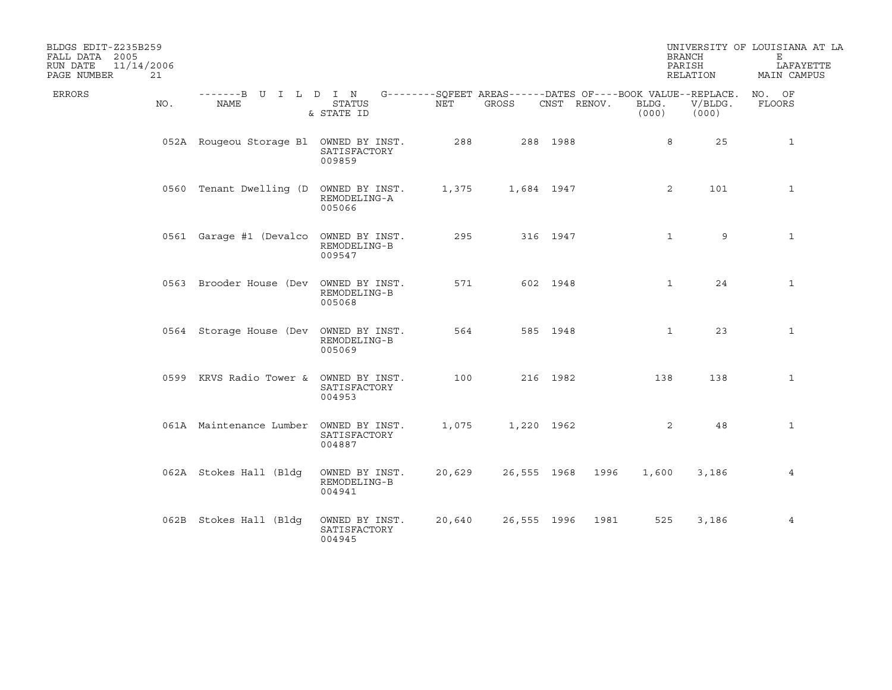BLDGS EDIT-Z235B259
FALL DATA 2005
RUN DATE 11/14/2006

UNIVERSITY OF LOUISIANA AT LA
BRANCH E
PARISH LAFAYETTE
RELATION MAIN CAMPUS

| ERRORS | NO. | NAME | STATUS & STATE ID | NET | GROSS | CNST | RENOV. | BLDG. (000) | V/BLDG. (000) | NO. OF FLOORS |
|---|---|---|---|---|---|---|---|---|---|---|
| | 052A | Rougeou Storage Bl | OWNED BY INST. SATISFACTORY 009859 | 288 | 288 | 1988 | | 8 | 25 | 1 |
| | 0560 | Tenant Dwelling (D | OWNED BY INST. REMODELING-A 005066 | 1,375 | 1,684 | 1947 | | 2 | 101 | 1 |
| | 0561 | Garage #1 (Devalco | OWNED BY INST. REMODELING-B 009547 | 295 | 316 | 1947 | | 1 | 9 | 1 |
| | 0563 | Brooder House (Dev | OWNED BY INST. REMODELING-B 005068 | 571 | 602 | 1948 | | 1 | 24 | 1 |
| | 0564 | Storage House (Dev | OWNED BY INST. REMODELING-B 005069 | 564 | 585 | 1948 | | 1 | 23 | 1 |
| | 0599 | KRVS Radio Tower & | OWNED BY INST. SATISFACTORY 004953 | 100 | 216 | 1982 | | 138 | 138 | 1 |
| | 061A | Maintenance Lumber | OWNED BY INST. SATISFACTORY 004887 | 1,075 | 1,220 | 1962 | | 2 | 48 | 1 |
| | 062A | Stokes Hall (Bldg | OWNED BY INST. REMODELING-B 004941 | 20,629 | 26,555 | 1968 | 1996 | 1,600 | 3,186 | 4 |
| | 062B | Stokes Hall (Bldg | OWNED BY INST. SATISFACTORY 004945 | 20,640 | 26,555 | 1996 | 1981 | 525 | 3,186 | 4 |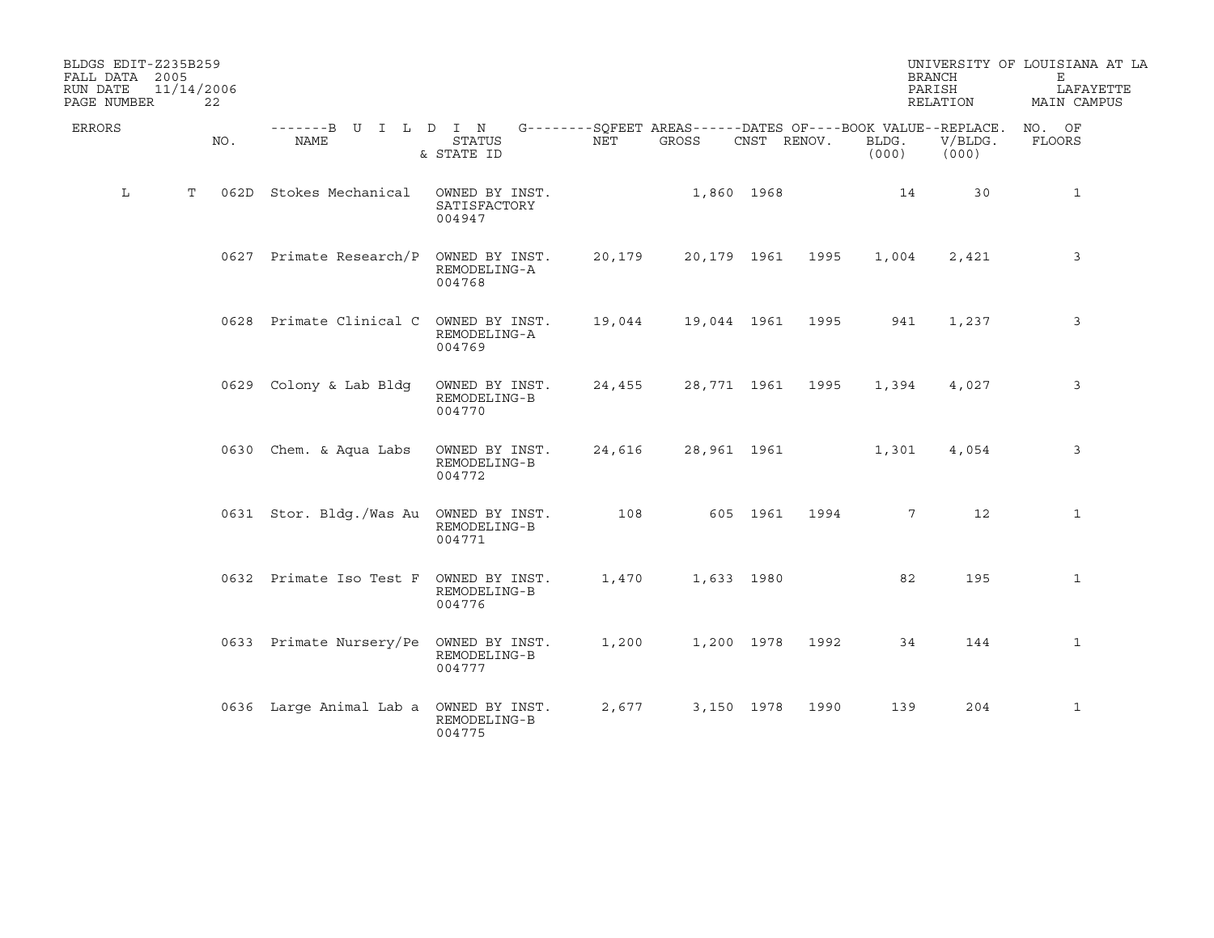BLDGS EDIT-Z235B259
FALL DATA 2005
RUN DATE 11/14/2006

UNIVERSITY OF LOUISIANA AT LA
BRANCH E
PARISH LAFAYETTE
RELATION MAIN CAMPUS

| ERRORS | | NO. | NAME | STATUS & STATE ID | NET | GROSS | CNST | RENOV. | BLDG. (000) | V/BLDG. (000) | NO. OF FLOORS |
|---|---|---|---|---|---|---|---|---|---|---|---|
| L | T | 062D | Stokes Mechanical | OWNED BY INST. SATISFACTORY 004947 | | 1,860 | 1968 | | 14 | 30 | 1 |
| | | 0627 | Primate Research/P | OWNED BY INST. REMODELING-A 004768 | 20,179 | 20,179 | 1961 | 1995 | 1,004 | 2,421 | 3 |
| | | 0628 | Primate Clinical C | OWNED BY INST. REMODELING-A 004769 | 19,044 | 19,044 | 1961 | 1995 | 941 | 1,237 | 3 |
| | | 0629 | Colony & Lab Bldg | OWNED BY INST. REMODELING-B 004770 | 24,455 | 28,771 | 1961 | 1995 | 1,394 | 4,027 | 3 |
| | | 0630 | Chem. & Aqua Labs | OWNED BY INST. REMODELING-B 004772 | 24,616 | 28,961 | 1961 | | 1,301 | 4,054 | 3 |
| | | 0631 | Stor. Bldg./Was Au | OWNED BY INST. REMODELING-B 004771 | 108 | 605 | 1961 | 1994 | 7 | 12 | 1 |
| | | 0632 | Primate Iso Test F | OWNED BY INST. REMODELING-B 004776 | 1,470 | 1,633 | 1980 | | 82 | 195 | 1 |
| | | 0633 | Primate Nursery/Pe | OWNED BY INST. REMODELING-B 004777 | 1,200 | 1,200 | 1978 | 1992 | 34 | 144 | 1 |
| | | 0636 | Large Animal Lab a | OWNED BY INST. REMODELING-B 004775 | 2,677 | 3,150 | 1978 | 1990 | 139 | 204 | 1 |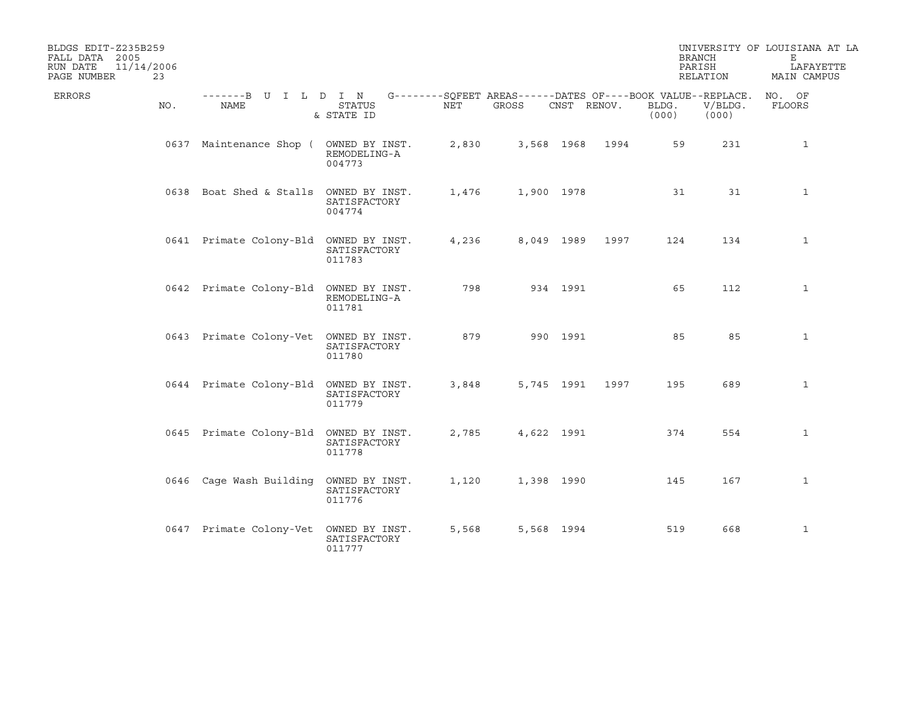BLDGS EDIT-Z235B259
FALL DATA 2005
RUN DATE 11/14/2006

UNIVERSITY OF LOUISIANA AT LA
BRANCH E
PARISH LAFAYETTE
RELATION MAIN CAMPUS

| ERRORS | NO. | NAME | STATUS & STATE ID | NET | GROSS | CNST | RENOV. | BLDG. (000) | V/BLDG. (000) | NO. OF FLOORS |
|---|---|---|---|---|---|---|---|---|---|---|
| | 0637 | Maintenance Shop ( | OWNED BY INST. REMODELING-A 004773 | 2,830 | 3,568 | 1968 | 1994 | 59 | 231 | 1 |
| | 0638 | Boat Shed & Stalls | OWNED BY INST. SATISFACTORY 004774 | 1,476 | 1,900 | 1978 | | 31 | 31 | 1 |
| | 0641 | Primate Colony-Bld | OWNED BY INST. SATISFACTORY 011783 | 4,236 | 8,049 | 1989 | 1997 | 124 | 134 | 1 |
| | 0642 | Primate Colony-Bld | OWNED BY INST. REMODELING-A 011781 | 798 | 934 | 1991 | | 65 | 112 | 1 |
| | 0643 | Primate Colony-Vet | OWNED BY INST. SATISFACTORY 011780 | 879 | 990 | 1991 | | 85 | 85 | 1 |
| | 0644 | Primate Colony-Bld | OWNED BY INST. SATISFACTORY 011779 | 3,848 | 5,745 | 1991 | 1997 | 195 | 689 | 1 |
| | 0645 | Primate Colony-Bld | OWNED BY INST. SATISFACTORY 011778 | 2,785 | 4,622 | 1991 | | 374 | 554 | 1 |
| | 0646 | Cage Wash Building | OWNED BY INST. SATISFACTORY 011776 | 1,120 | 1,398 | 1990 | | 145 | 167 | 1 |
| | 0647 | Primate Colony-Vet | OWNED BY INST. SATISFACTORY 011777 | 5,568 | 5,568 | 1994 | | 519 | 668 | 1 |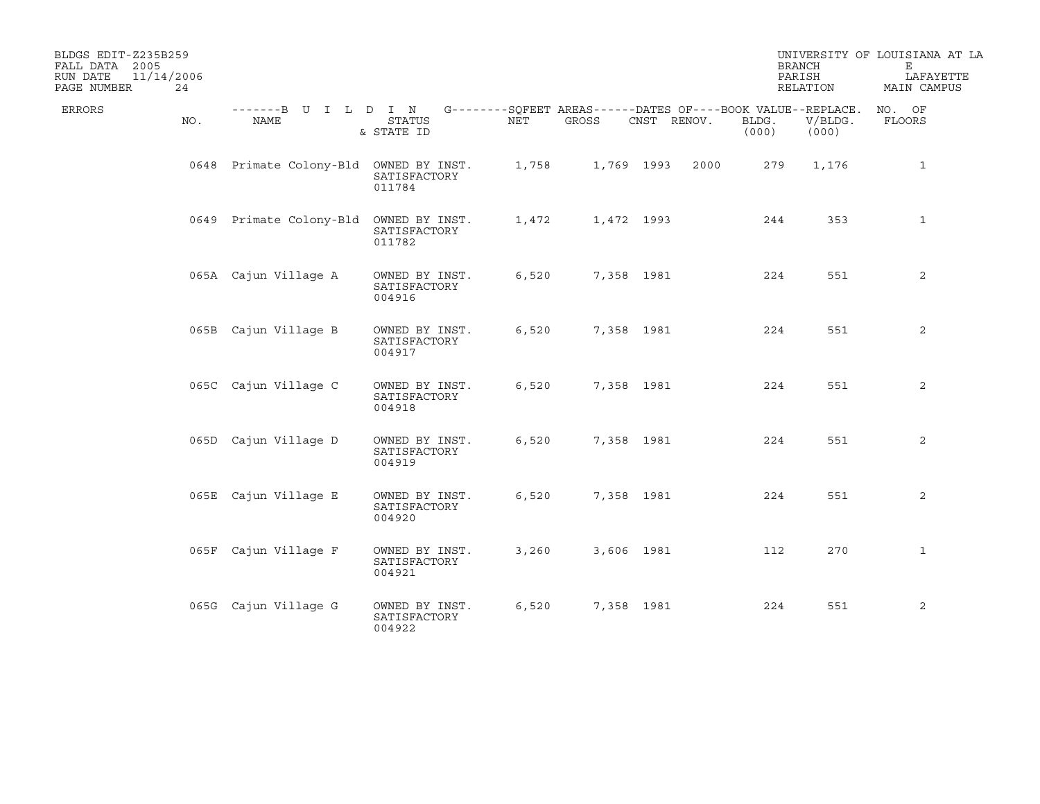BLDGS EDIT-Z235B259
FALL DATA 2005
RUN DATE 11/14/2006

UNIVERSITY OF LOUISIANA AT LA
BRANCH E
PARISH LAFAYETTE
RELATION MAIN CAMPUS

| ERRORS | NO. | NAME | STATUS & STATE ID | NET | GROSS | CNST | RENOV. | BOOK VALUE-- BLDG. (000) | REPLACE. V/BLDG. (000) | NO. OF FLOORS |
|---|---|---|---|---|---|---|---|---|---|---|
| | 0648 | Primate Colony-Bld | OWNED BY INST. SATISFACTORY 011784 | 1,758 | 1,769 | 1993 | 2000 | 279 | 1,176 | 1 |
| | 0649 | Primate Colony-Bld | OWNED BY INST. SATISFACTORY 011782 | 1,472 | 1,472 | 1993 | | 244 | 353 | 1 |
| | 065A | Cajun Village A | OWNED BY INST. SATISFACTORY 004916 | 6,520 | 7,358 | 1981 | | 224 | 551 | 2 |
| | 065B | Cajun Village B | OWNED BY INST. SATISFACTORY 004917 | 6,520 | 7,358 | 1981 | | 224 | 551 | 2 |
| | 065C | Cajun Village C | OWNED BY INST. SATISFACTORY 004918 | 6,520 | 7,358 | 1981 | | 224 | 551 | 2 |
| | 065D | Cajun Village D | OWNED BY INST. SATISFACTORY 004919 | 6,520 | 7,358 | 1981 | | 224 | 551 | 2 |
| | 065E | Cajun Village E | OWNED BY INST. SATISFACTORY 004920 | 6,520 | 7,358 | 1981 | | 224 | 551 | 2 |
| | 065F | Cajun Village F | OWNED BY INST. SATISFACTORY 004921 | 3,260 | 3,606 | 1981 | | 112 | 270 | 1 |
| | 065G | Cajun Village G | OWNED BY INST. SATISFACTORY 004922 | 6,520 | 7,358 | 1981 | | 224 | 551 | 2 |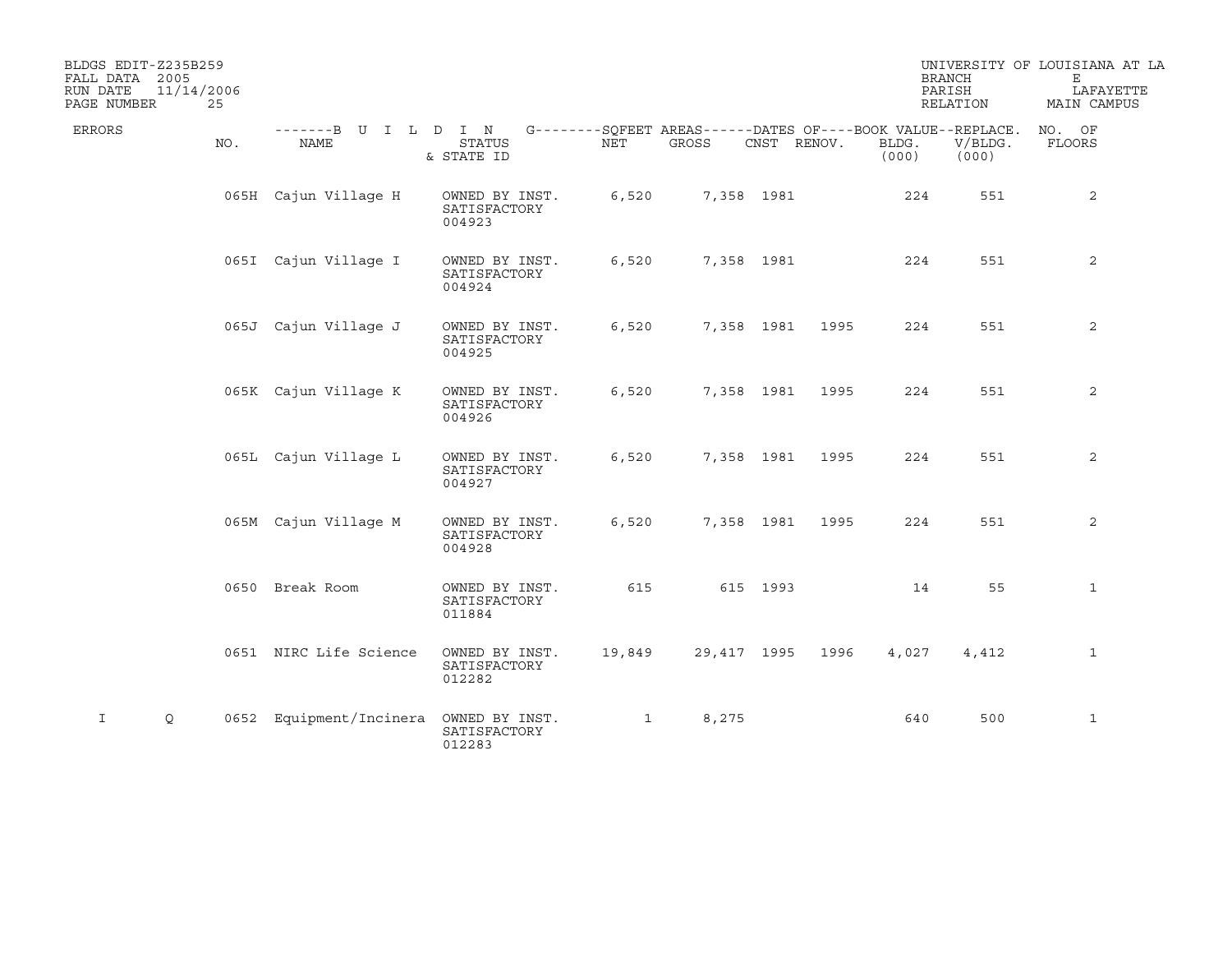BLDGS EDIT-Z235B259
FALL DATA 2005
RUN DATE 11/14/2006

UNIVERSITY OF LOUISIANA AT LA
BRANCH E
PARISH LAFAYETTE
RELATION MAIN CAMPUS

| ERRORS | | NO. | NAME | STATUS & STATE ID | NET | GROSS | CNST | RENOV. | BLDG. (000) | V/BLDG. (000) | NO. OF FLOORS |
|---|---|---|---|---|---|---|---|---|---|---|---|
| | | 065H | Cajun Village H | OWNED BY INST. SATISFACTORY 004923 | 6,520 | 7,358 | 1981 | | 224 | 551 | 2 |
| | | 065I | Cajun Village I | OWNED BY INST. SATISFACTORY 004924 | 6,520 | 7,358 | 1981 | | 224 | 551 | 2 |
| | | 065J | Cajun Village J | OWNED BY INST. SATISFACTORY 004925 | 6,520 | 7,358 | 1981 | 1995 | 224 | 551 | 2 |
| | | 065K | Cajun Village K | OWNED BY INST. SATISFACTORY 004926 | 6,520 | 7,358 | 1981 | 1995 | 224 | 551 | 2 |
| | | 065L | Cajun Village L | OWNED BY INST. SATISFACTORY 004927 | 6,520 | 7,358 | 1981 | 1995 | 224 | 551 | 2 |
| | | 065M | Cajun Village M | OWNED BY INST. SATISFACTORY 004928 | 6,520 | 7,358 | 1981 | 1995 | 224 | 551 | 2 |
| | | 0650 | Break Room | OWNED BY INST. SATISFACTORY 011884 | 615 | 615 | 1993 | | 14 | 55 | 1 |
| | | 0651 | NIRC Life Science | OWNED BY INST. SATISFACTORY 012282 | 19,849 | 29,417 | 1995 | 1996 | 4,027 | 4,412 | 1 |
| I | Q | 0652 | Equipment/Incinera | OWNED BY INST. SATISFACTORY 012283 | 1 | 8,275 | | | 640 | 500 | 1 |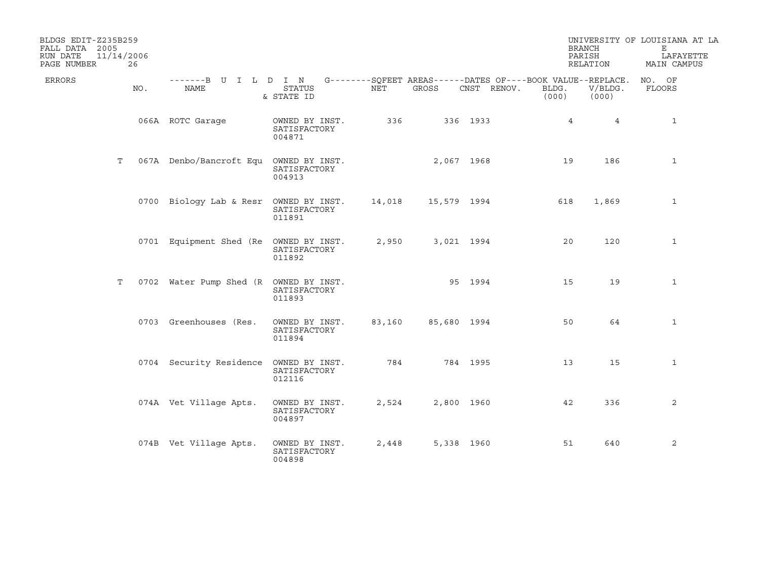BLDGS EDIT-Z235B259
FALL DATA 2005
RUN DATE 11/14/2006
PAGE NUMBER 26

UNIVERSITY OF LOUISIANA AT LA
BRANCH E
PARISH LAFAYETTE
RELATION MAIN CAMPUS

| ERRORS | NO. | NAME | STATUS & STATE ID | NET | GROSS | CNST | RENOV. | BLDG. (000) | V/BLDG. (000) | NO. OF FLOORS |
|---|---|---|---|---|---|---|---|---|---|---|
| | 066A | ROTC Garage | OWNED BY INST. SATISFACTORY 004871 | 336 | 336 | 1933 | | 4 | 4 | 1 |
| T | 067A | Denbo/Bancroft Equ | OWNED BY INST. SATISFACTORY 004913 | | 2,067 | 1968 | | 19 | 186 | 1 |
| | 0700 | Biology Lab & Resr | OWNED BY INST. SATISFACTORY 011891 | 14,018 | 15,579 | 1994 | | 618 | 1,869 | 1 |
| | 0701 | Equipment Shed (Re | OWNED BY INST. SATISFACTORY 011892 | 2,950 | 3,021 | 1994 | | 20 | 120 | 1 |
| T | 0702 | Water Pump Shed (R | OWNED BY INST. SATISFACTORY 011893 | | 95 | 1994 | | 15 | 19 | 1 |
| | 0703 | Greenhouses (Res. | OWNED BY INST. SATISFACTORY 011894 | 83,160 | 85,680 | 1994 | | 50 | 64 | 1 |
| | 0704 | Security Residence | OWNED BY INST. SATISFACTORY 012116 | 784 | 784 | 1995 | | 13 | 15 | 1 |
| | 074A | Vet Village Apts. | OWNED BY INST. SATISFACTORY 004897 | 2,524 | 2,800 | 1960 | | 42 | 336 | 2 |
| | 074B | Vet Village Apts. | OWNED BY INST. SATISFACTORY 004898 | 2,448 | 5,338 | 1960 | | 51 | 640 | 2 |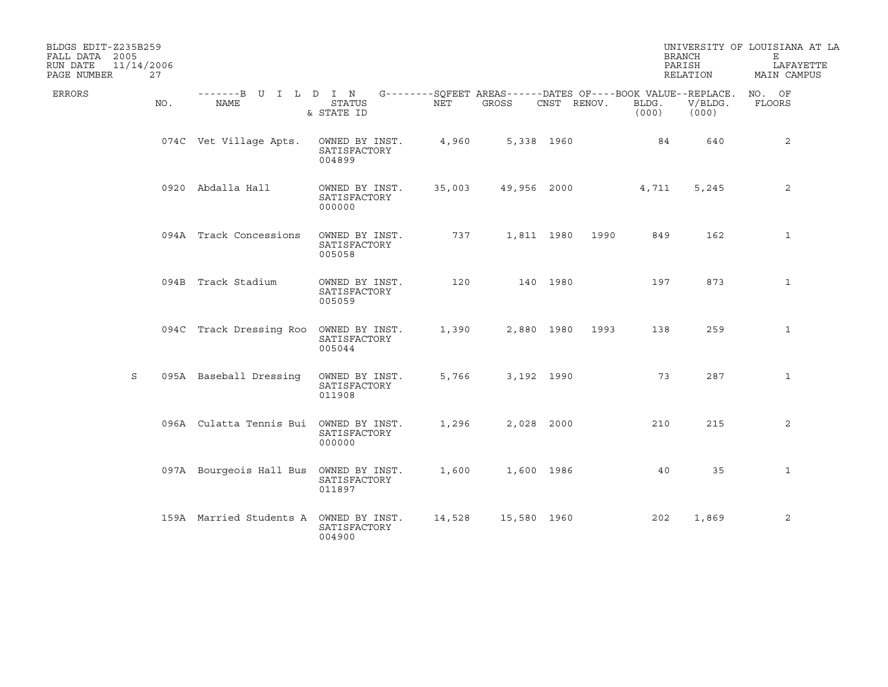BLDGS EDIT-Z235B259
FALL DATA 2005
RUN DATE 11/14/2006

UNIVERSITY OF LOUISIANA AT LA
BRANCH E
PARISH LAFAYETTE
RELATION MAIN CAMPUS

| ERRORS | NO. | NAME | STATUS & STATE ID | NET | GROSS | CNST | RENOV. | BLDG. (000) | V/BLDG. (000) | NO. OF FLOORS |
|---|---|---|---|---|---|---|---|---|---|---|
| | 074C | Vet Village Apts. | OWNED BY INST. SATISFACTORY 004899 | 4,960 | 5,338 | 1960 | | 84 | 640 | 2 |
| | 0920 | Abdalla Hall | OWNED BY INST. SATISFACTORY 000000 | 35,003 | 49,956 | 2000 | | 4,711 | 5,245 | 2 |
| | 094A | Track Concessions | OWNED BY INST. SATISFACTORY 005058 | 737 | 1,811 | 1980 | 1990 | 849 | 162 | 1 |
| | 094B | Track Stadium | OWNED BY INST. SATISFACTORY 005059 | 120 | 140 | 1980 | | 197 | 873 | 1 |
| | 094C | Track Dressing Roo | OWNED BY INST. SATISFACTORY 005044 | 1,390 | 2,880 | 1980 | 1993 | 138 | 259 | 1 |
| S | 095A | Baseball Dressing | OWNED BY INST. SATISFACTORY 011908 | 5,766 | 3,192 | 1990 | | 73 | 287 | 1 |
| | 096A | Culatta Tennis Bui | OWNED BY INST. SATISFACTORY 000000 | 1,296 | 2,028 | 2000 | | 210 | 215 | 2 |
| | 097A | Bourgeois Hall Bus | OWNED BY INST. SATISFACTORY 011897 | 1,600 | 1,600 | 1986 | | 40 | 35 | 1 |
| | 159A | Married Students A | OWNED BY INST. SATISFACTORY 004900 | 14,528 | 15,580 | 1960 | | 202 | 1,869 | 2 |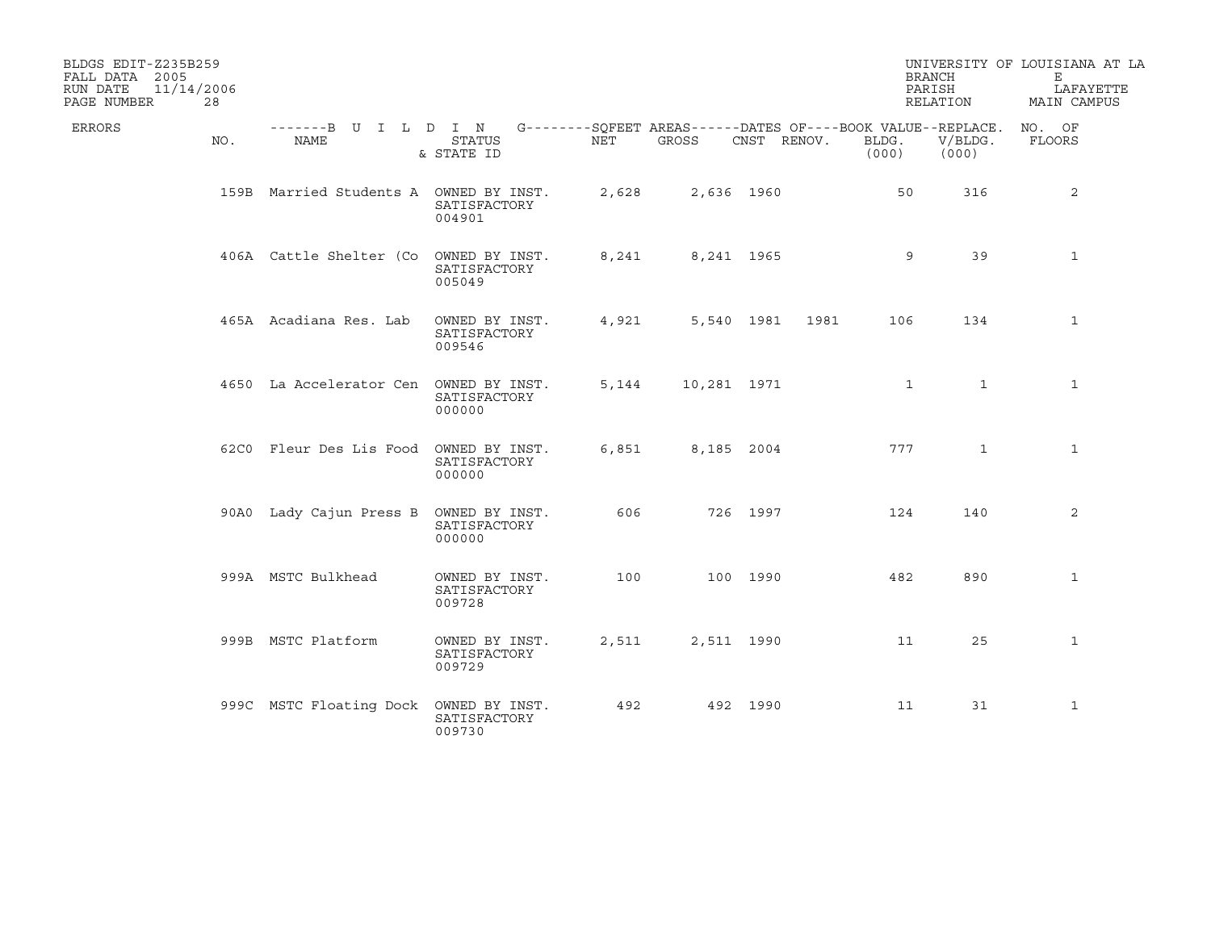BLDGS EDIT-Z235B259
FALL DATA 2005
RUN DATE 11/14/2006

UNIVERSITY OF LOUISIANA AT LA
BRANCH E
PARISH LAFAYETTE
RELATION MAIN CAMPUS

| ERRORS | NO. | NAME | STATUS & STATE ID | NET | GROSS | CNST | RENOV. | BLDG. (000) | V/BLDG. (000) | NO. OF FLOORS |
|---|---|---|---|---|---|---|---|---|---|---|
| | 159B | Married Students A | OWNED BY INST. SATISFACTORY 004901 | 2,628 | 2,636 | 1960 | | 50 | 316 | 2 |
| | 406A | Cattle Shelter (Co | OWNED BY INST. SATISFACTORY 005049 | 8,241 | 8,241 | 1965 | | 9 | 39 | 1 |
| | 465A | Acadiana Res. Lab | OWNED BY INST. SATISFACTORY 009546 | 4,921 | 5,540 | 1981 | 1981 | 106 | 134 | 1 |
| | 4650 | La Accelerator Cen | OWNED BY INST. SATISFACTORY 000000 | 5,144 | 10,281 | 1971 | | 1 | 1 | 1 |
| | 62C0 | Fleur Des Lis Food | OWNED BY INST. SATISFACTORY 000000 | 6,851 | 8,185 | 2004 | | 777 | 1 | 1 |
| | 90A0 | Lady Cajun Press B | OWNED BY INST. SATISFACTORY 000000 | 606 | 726 | 1997 | | 124 | 140 | 2 |
| | 999A | MSTC Bulkhead | OWNED BY INST. SATISFACTORY 009728 | 100 | 100 | 1990 | | 482 | 890 | 1 |
| | 999B | MSTC Platform | OWNED BY INST. SATISFACTORY 009729 | 2,511 | 2,511 | 1990 | | 11 | 25 | 1 |
| | 999C | MSTC Floating Dock | OWNED BY INST. SATISFACTORY 009730 | 492 | 492 | 1990 | | 11 | 31 | 1 |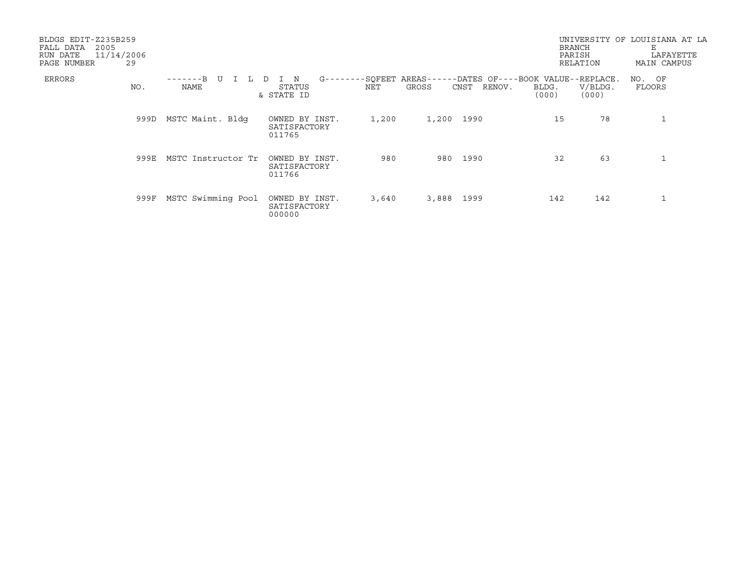BLDGS EDIT-Z235B259
FALL DATA 2005
RUN DATE 11/14/2006

UNIVERSITY OF LOUISIANA AT LA
BRANCH E
PARISH LAFAYETTE
RELATION MAIN CAMPUS

| ERRORS | NO. | NAME | STATUS & STATE ID | NET | GROSS | CNST | RENOV. | BLDG. (000) | V/BLDG. (000) | NO. OF FLOORS |
|---|---|---|---|---|---|---|---|---|---|---|
| | 999D | MSTC Maint. Bldg | OWNED BY INST. SATISFACTORY 011765 | 1,200 | 1,200 | 1990 | | 15 | 78 | 1 |
| | 999E | MSTC Instructor Tr | OWNED BY INST. SATISFACTORY 011766 | 980 | 980 | 1990 | | 32 | 63 | 1 |
| | 999F | MSTC Swimming Pool | OWNED BY INST. SATISFACTORY 000000 | 3,640 | 3,888 | 1999 | | 142 | 142 | 1 |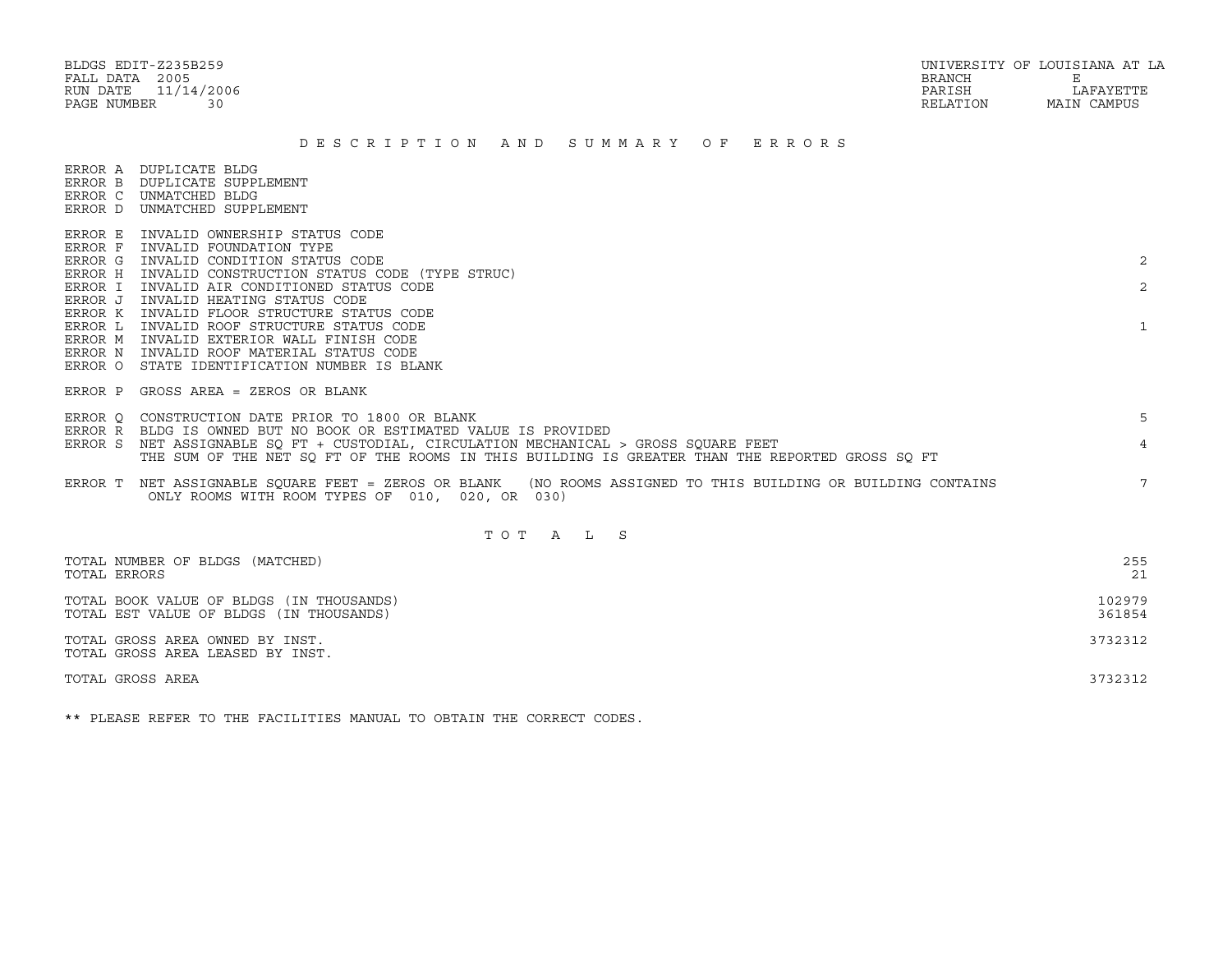BLDGS EDIT-Z235B259
FALL DATA 2005
RUN DATE 11/14/2006
PAGE NUMBER 30

UNIVERSITY OF LOUISIANA AT LA
BRANCH E
PARISH LAFAYETTE
RELATION MAIN CAMPUS

## D E S C R I P T I O N   A N D   S U M M A R Y   O F   E R R O R S

| | | |
|---|---|---|
| ERROR A | DUPLICATE BLDG | |
| ERROR B | DUPLICATE SUPPLEMENT | |
| ERROR C | UNMATCHED BLDG | |
| ERROR D | UNMATCHED SUPPLEMENT | |
| ERROR E | INVALID OWNERSHIP STATUS CODE | |
| ERROR F | INVALID FOUNDATION TYPE | |
| ERROR G | INVALID CONDITION STATUS CODE | 2 |
| ERROR H | INVALID CONSTRUCTION STATUS CODE (TYPE STRUC) | |
| ERROR I | INVALID AIR CONDITIONED STATUS CODE | 2 |
| ERROR J | INVALID HEATING STATUS CODE | |
| ERROR K | INVALID FLOOR STRUCTURE STATUS CODE | |
| ERROR L | INVALID ROOF STRUCTURE STATUS CODE | 1 |
| ERROR M | INVALID EXTERIOR WALL FINISH CODE | |
| ERROR N | INVALID ROOF MATERIAL STATUS CODE | |
| ERROR O | STATE IDENTIFICATION NUMBER IS BLANK | |
| ERROR P | GROSS AREA = ZEROS OR BLANK | |
| ERROR Q | CONSTRUCTION DATE PRIOR TO 1800 OR BLANK | 5 |
| ERROR R | BLDG IS OWNED BUT NO BOOK OR ESTIMATED VALUE IS PROVIDED | |
| ERROR S | NET ASSIGNABLE SQ FT + CUSTODIAL, CIRCULATION MECHANICAL > GROSS SQUARE FEET THE SUM OF THE NET SQ FT OF THE ROOMS IN THIS BUILDING IS GREATER THAN THE REPORTED GROSS SQ FT | 4 |
| ERROR T | NET ASSIGNABLE SQUARE FEET = ZEROS OR BLANK (NO ROOMS ASSIGNED TO THIS BUILDING OR BUILDING CONTAINS ONLY ROOMS WITH ROOM TYPES OF 010, 020, OR 030) | 7 |

## T O T A L S

| | |
|---|---|
| TOTAL NUMBER OF BLDGS (MATCHED) | 255 |
| TOTAL ERRORS | 21 |
| TOTAL BOOK VALUE OF BLDGS (IN THOUSANDS) | 102979 |
| TOTAL EST VALUE OF BLDGS (IN THOUSANDS) | 361854 |
| TOTAL GROSS AREA OWNED BY INST. | 3732312 |
| TOTAL GROSS AREA LEASED BY INST. | |
| TOTAL GROSS AREA | 3732312 |

** PLEASE REFER TO THE FACILITIES MANUAL TO OBTAIN THE CORRECT CODES.